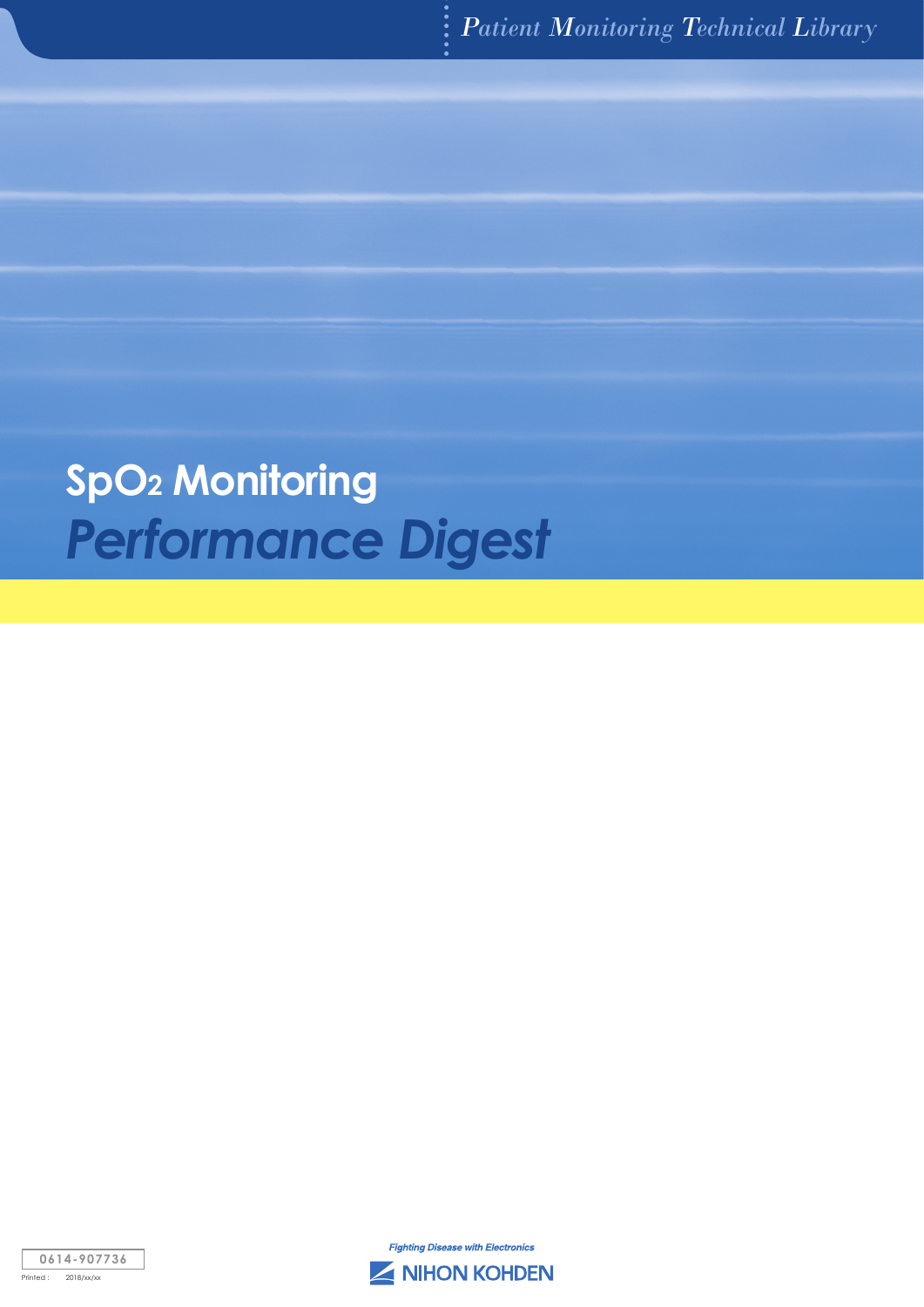*Patient Monitoring Technical Library*

# $SpO_2$ Monitoring
## *Performance Digest*

0614-907736

Printed : 2018/xx/xx

*Fighting Disease with Electronics*

NIHON KOHDEN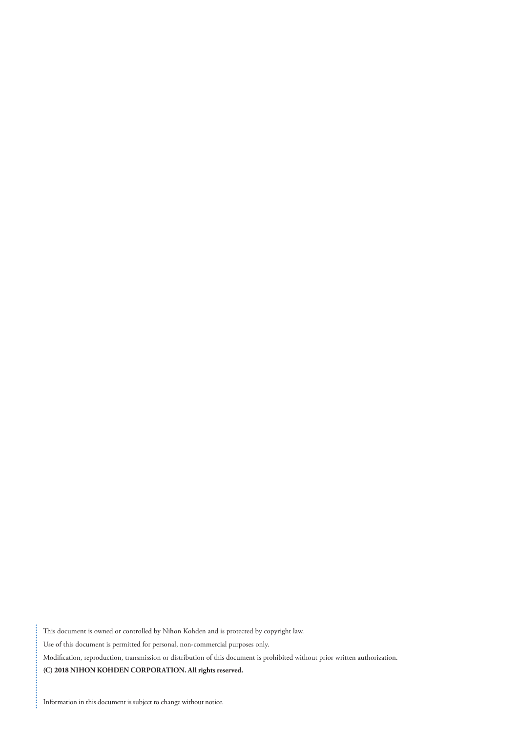This document is owned or controlled by Nihon Kohden and is protected by copyright law.

Use of this document is permitted for personal, non-commercial purposes only.

Modification, reproduction, transmission or distribution of this document is prohibited without prior written authorization.

**(C) 2018 NIHON KOHDEN CORPORATION. All rights reserved.**

Information in this document is subject to change without notice.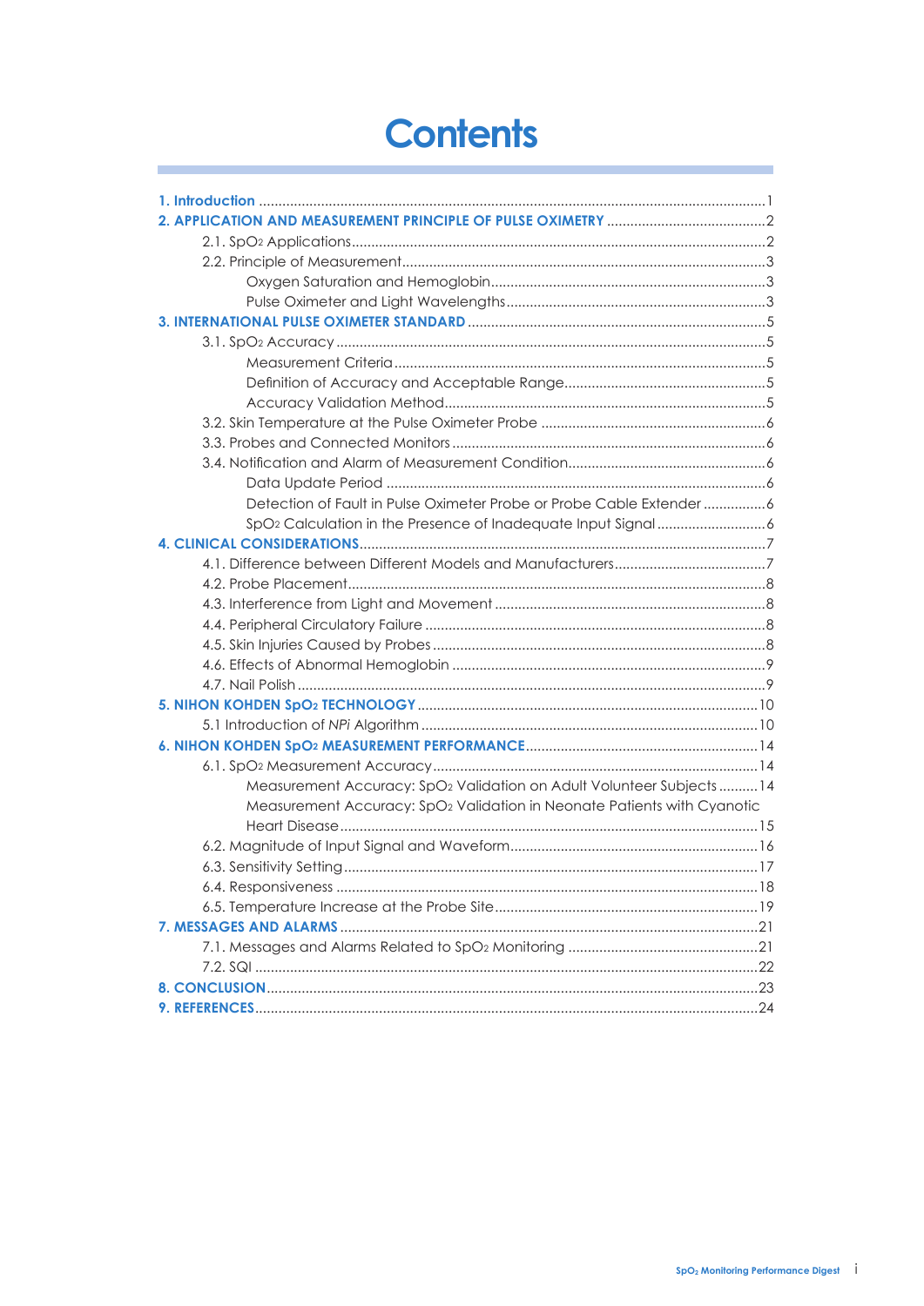# Contents

1. Introduction ... 1
2. APPLICATION AND MEASUREMENT PRINCIPLE OF PULSE OXIMETRY ... 2
   - 2.1. $SpO_2$ Applications ... 2
   - 2.2. Principle of Measurement ... 3
     - Oxygen Saturation and Hemoglobin ... 3
     - Pulse Oximeter and Light Wavelengths ... 3
3. INTERNATIONAL PULSE OXIMETER STANDARD ... 5
   - 3.1. $SpO_2$ Accuracy ... 5
     - Measurement Criteria ... 5
     - Definition of Accuracy and Acceptable Range ... 5
     - Accuracy Validation Method ... 5
   - 3.2. Skin Temperature at the Pulse Oximeter Probe ... 6
   - 3.3. Probes and Connected Monitors ... 6
   - 3.4. Notification and Alarm of Measurement Condition ... 6
     - Data Update Period ... 6
     - Detection of Fault in Pulse Oximeter Probe or Probe Cable Extender ... 6
     - $SpO_2$ Calculation in the Presence of Inadequate Input Signal ... 6
4. CLINICAL CONSIDERATIONS ... 7
   - 4.1. Difference between Different Models and Manufacturers ... 7
   - 4.2. Probe Placement ... 8
   - 4.3. Interference from Light and Movement ... 8
   - 4.4. Peripheral Circulatory Failure ... 8
   - 4.5. Skin Injuries Caused by Probes ... 8
   - 4.6. Effects of Abnormal Hemoglobin ... 9
   - 4.7. Nail Polish ... 9
5. NIHON KOHDEN $SpO_2$ TECHNOLOGY ... 10
   - 5.1 Introduction of *NPi* Algorithm ... 10
6. NIHON KOHDEN $SpO_2$ MEASUREMENT PERFORMANCE ... 14
   - 6.1. $SpO_2$ Measurement Accuracy ... 14
     - Measurement Accuracy: $SpO_2$ Validation on Adult Volunteer Subjects ... 14
     - Measurement Accuracy: $SpO_2$ Validation in Neonate Patients with Cyanotic Heart Disease ... 15
   - 6.2. Magnitude of Input Signal and Waveform ... 16
   - 6.3. Sensitivity Setting ... 17
   - 6.4. Responsiveness ... 18
   - 6.5. Temperature Increase at the Probe Site ... 19
7. MESSAGES AND ALARMS ... 21
   - 7.1. Messages and Alarms Related to $SpO_2$ Monitoring ... 21
   - 7.2. SQI ... 22
8. CONCLUSION ... 23
9. REFERENCES ... 24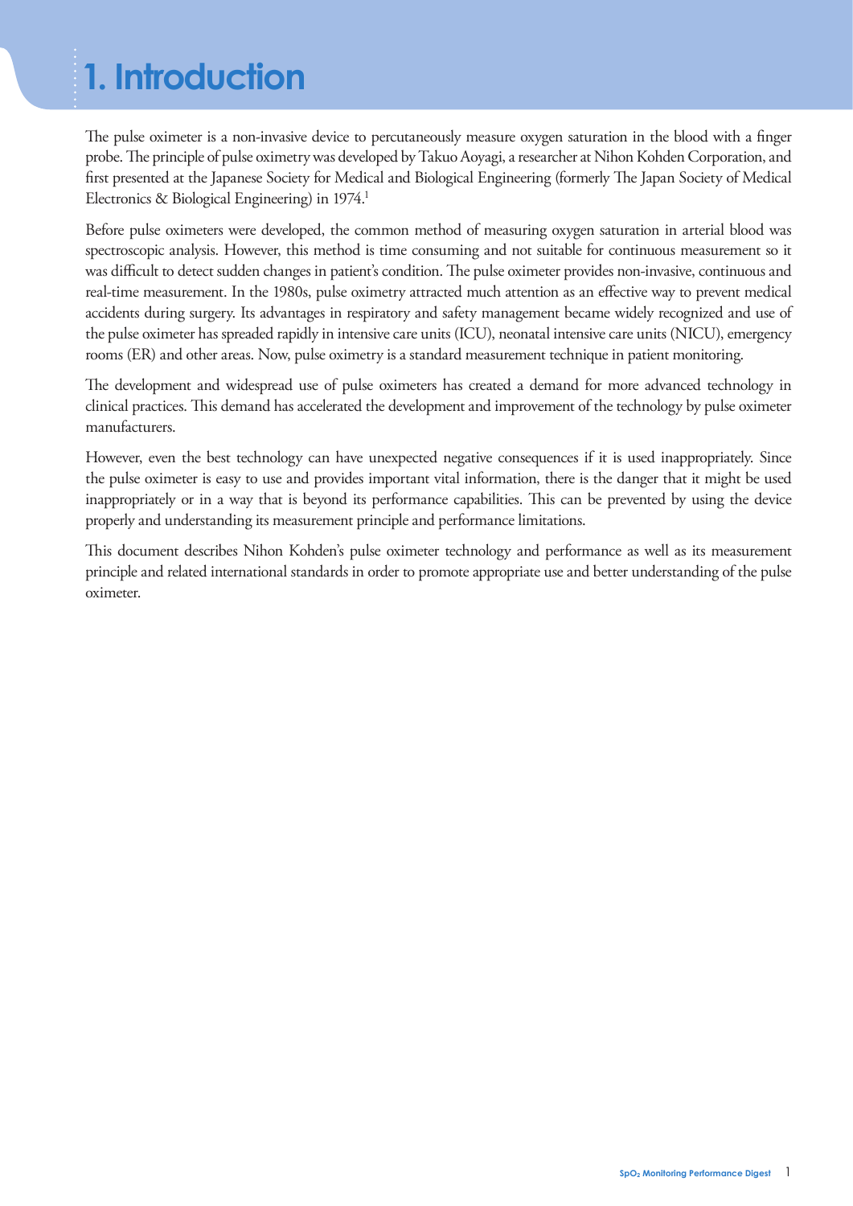# 1. Introduction

The pulse oximeter is a non-invasive device to percutaneously measure oxygen saturation in the blood with a finger probe. The principle of pulse oximetry was developed by Takuo Aoyagi, a researcher at Nihon Kohden Corporation, and first presented at the Japanese Society for Medical and Biological Engineering (formerly The Japan Society of Medical Electronics & Biological Engineering) in 1974.[1]

Before pulse oximeters were developed, the common method of measuring oxygen saturation in arterial blood was spectroscopic analysis. However, this method is time consuming and not suitable for continuous measurement so it was difficult to detect sudden changes in patient's condition. The pulse oximeter provides non-invasive, continuous and real-time measurement. In the 1980s, pulse oximetry attracted much attention as an effective way to prevent medical accidents during surgery. Its advantages in respiratory and safety management became widely recognized and use of the pulse oximeter has spreaded rapidly in intensive care units (ICU), neonatal intensive care units (NICU), emergency rooms (ER) and other areas. Now, pulse oximetry is a standard measurement technique in patient monitoring.

The development and widespread use of pulse oximeters has created a demand for more advanced technology in clinical practices. This demand has accelerated the development and improvement of the technology by pulse oximeter manufacturers.

However, even the best technology can have unexpected negative consequences if it is used inappropriately. Since the pulse oximeter is easy to use and provides important vital information, there is the danger that it might be used inappropriately or in a way that is beyond its performance capabilities. This can be prevented by using the device properly and understanding its measurement principle and performance limitations.

This document describes Nihon Kohden's pulse oximeter technology and performance as well as its measurement principle and related international standards in order to promote appropriate use and better understanding of the pulse oximeter.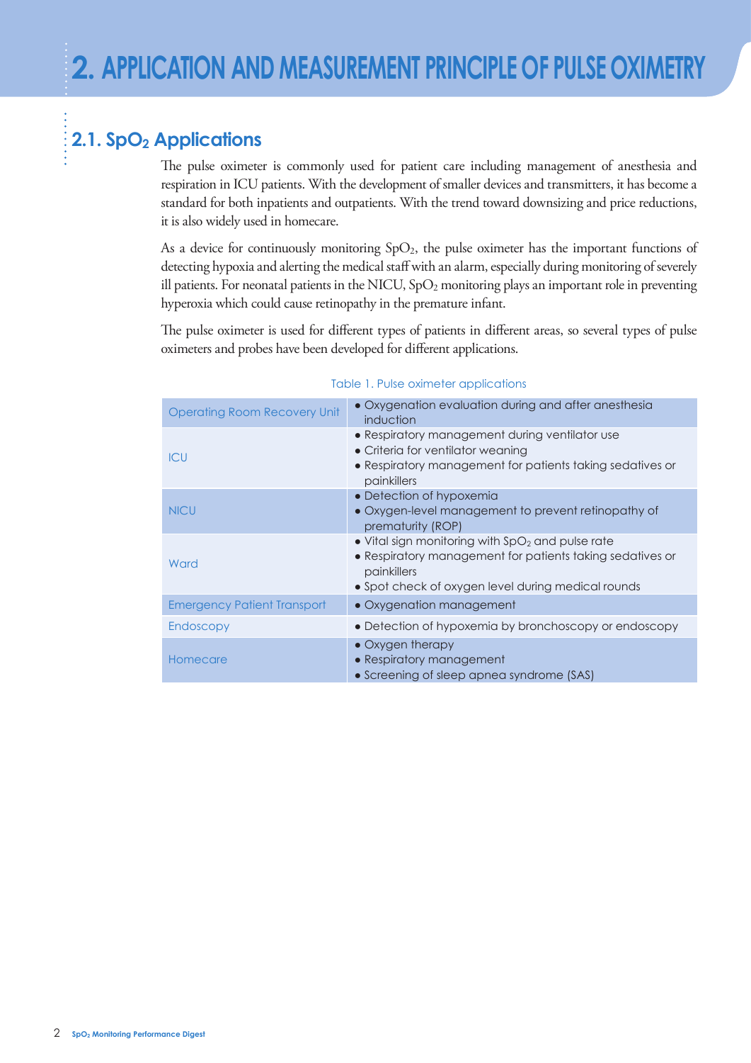# 2. APPLICATION AND MEASUREMENT PRINCIPLE OF PULSE OXIMETRY

## 2.1. $SpO_2$ Applications

The pulse oximeter is commonly used for patient care including management of anesthesia and respiration in ICU patients. With the development of smaller devices and transmitters, it has become a standard for both inpatients and outpatients. With the trend toward downsizing and price reductions, it is also widely used in homecare.

As a device for continuously monitoring $SpO_2$, the pulse oximeter has the important functions of detecting hypoxia and alerting the medical staff with an alarm, especially during monitoring of severely ill patients. For neonatal patients in the NICU, $SpO_2$ monitoring plays an important role in preventing hyperoxia which could cause retinopathy in the premature infant.

The pulse oximeter is used for different types of patients in different areas, so several types of pulse oximeters and probes have been developed for different applications.

Table 1. Pulse oximeter applications

| Area | Application |
|---|---|
| Operating Room Recovery Unit | • Oxygenation evaluation during and after anesthesia induction |
| ICU | • Respiratory management during ventilator use<br>• Criteria for ventilator weaning<br>• Respiratory management for patients taking sedatives or painkillers |
| NICU | • Detection of hypoxemia<br>• Oxygen-level management to prevent retinopathy of prematurity (ROP) |
| Ward | • Vital sign monitoring with $SpO_2$ and pulse rate<br>• Respiratory management for patients taking sedatives or painkillers<br>• Spot check of oxygen level during medical rounds |
| Emergency Patient Transport | • Oxygenation management |
| Endoscopy | • Detection of hypoxemia by bronchoscopy or endoscopy |
| Homecare | • Oxygen therapy<br>• Respiratory management<br>• Screening of sleep apnea syndrome (SAS) |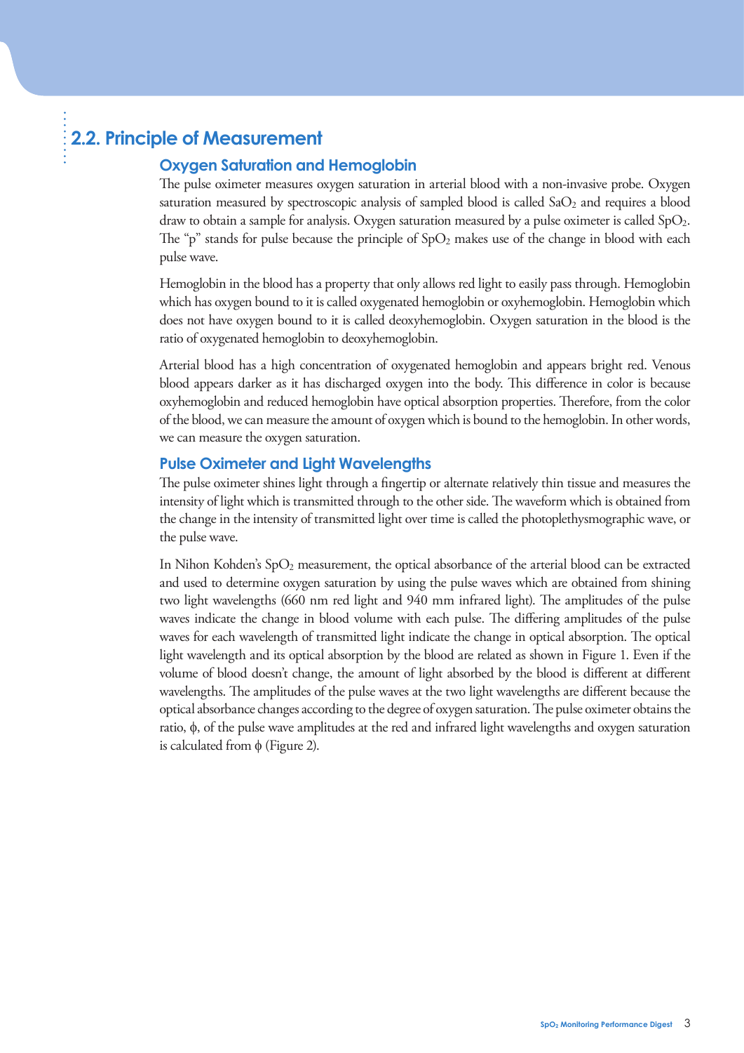## 2.2. Principle of Measurement

### Oxygen Saturation and Hemoglobin

The pulse oximeter measures oxygen saturation in arterial blood with a non-invasive probe. Oxygen saturation measured by spectroscopic analysis of sampled blood is called $SaO_2$ and requires a blood draw to obtain a sample for analysis. Oxygen saturation measured by a pulse oximeter is called $SpO_2$. The “p” stands for pulse because the principle of $SpO_2$ makes use of the change in blood with each pulse wave.

Hemoglobin in the blood has a property that only allows red light to easily pass through. Hemoglobin which has oxygen bound to it is called oxygenated hemoglobin or oxyhemoglobin. Hemoglobin which does not have oxygen bound to it is called deoxyhemoglobin. Oxygen saturation in the blood is the ratio of oxygenated hemoglobin to deoxyhemoglobin.

Arterial blood has a high concentration of oxygenated hemoglobin and appears bright red. Venous blood appears darker as it has discharged oxygen into the body. This difference in color is because oxyhemoglobin and reduced hemoglobin have optical absorption properties. Therefore, from the color of the blood, we can measure the amount of oxygen which is bound to the hemoglobin. In other words, we can measure the oxygen saturation.

### Pulse Oximeter and Light Wavelengths

The pulse oximeter shines light through a fingertip or alternate relatively thin tissue and measures the intensity of light which is transmitted through to the other side. The waveform which is obtained from the change in the intensity of transmitted light over time is called the photoplethysmographic wave, or the pulse wave.

In Nihon Kohden’s $SpO_2$ measurement, the optical absorbance of the arterial blood can be extracted and used to determine oxygen saturation by using the pulse waves which are obtained from shining two light wavelengths (660 nm red light and 940 mm infrared light). The amplitudes of the pulse waves indicate the change in blood volume with each pulse. The differing amplitudes of the pulse waves for each wavelength of transmitted light indicate the change in optical absorption. The optical light wavelength and its optical absorption by the blood are related as shown in Figure 1. Even if the volume of blood doesn’t change, the amount of light absorbed by the blood is different at different wavelengths. The amplitudes of the pulse waves at the two light wavelengths are different because the optical absorbance changes according to the degree of oxygen saturation. The pulse oximeter obtains the ratio, $\phi$, of the pulse wave amplitudes at the red and infrared light wavelengths and oxygen saturation is calculated from $\phi$ (Figure 2).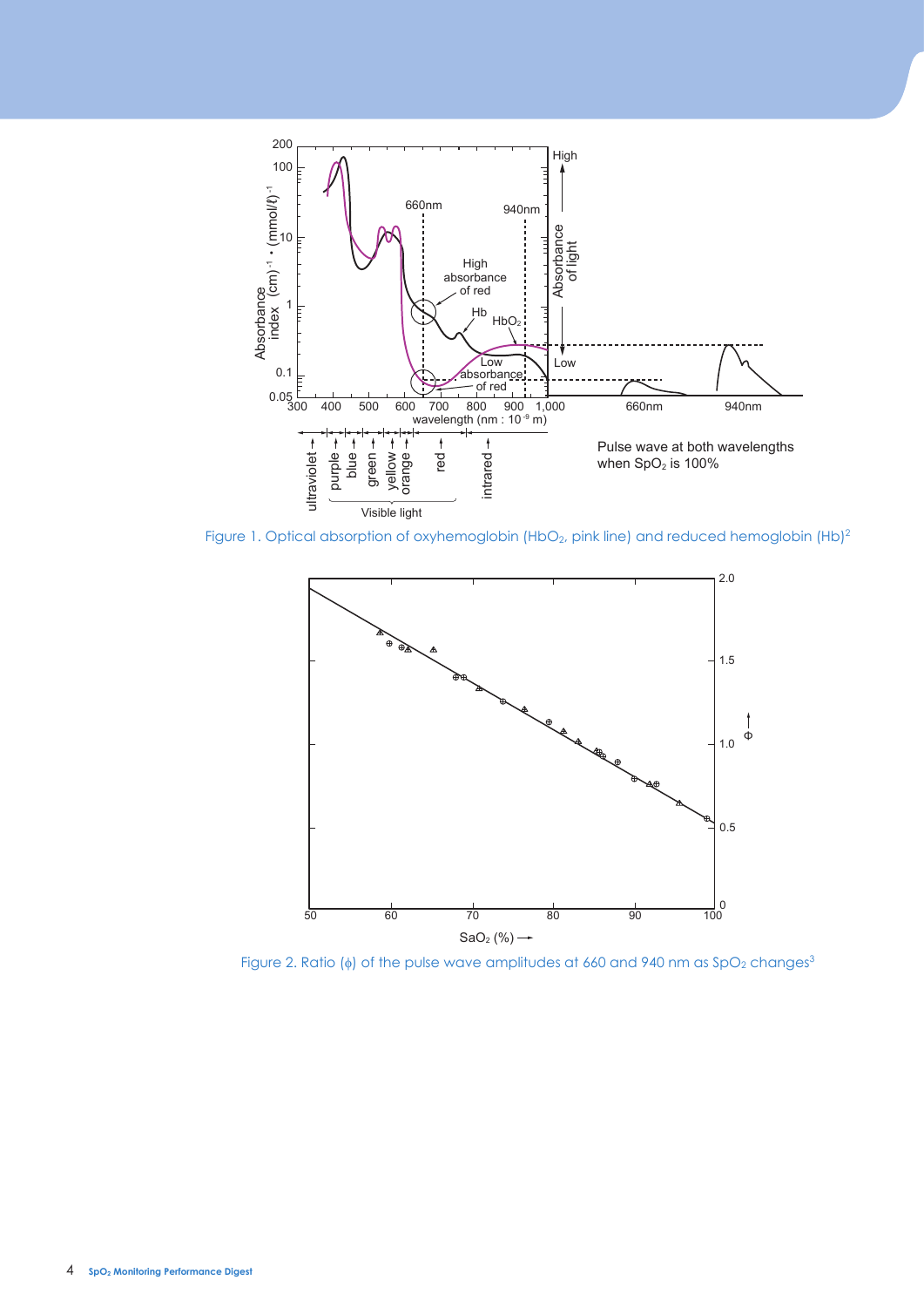Figure 1. Optical absorption of oxyhemoglobin ($HbO_2$, pink line) and reduced hemoglobin (Hb)[2]

Figure 2. Ratio (ϕ) of the pulse wave amplitudes at 660 and 940 nm as $SpO_2$ changes[3]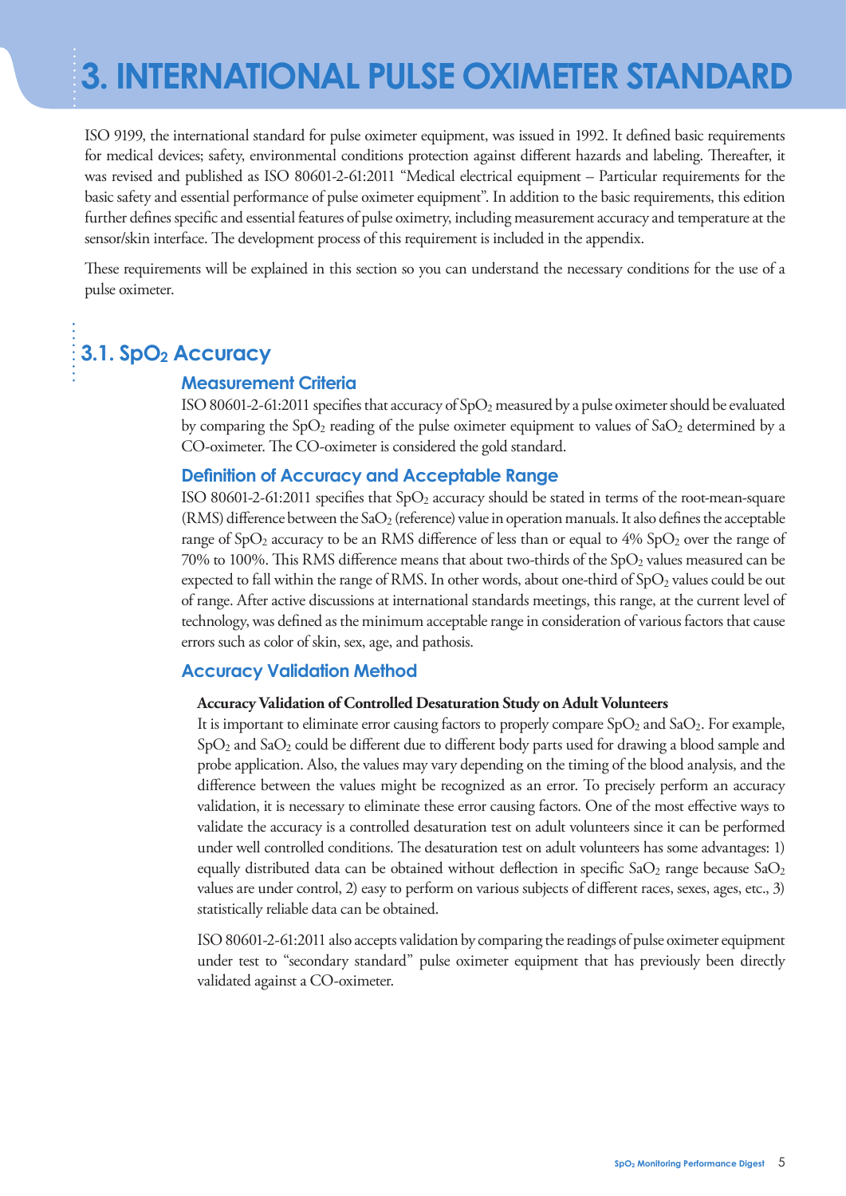# 3. INTERNATIONAL PULSE OXIMETER STANDARD

ISO 9199, the international standard for pulse oximeter equipment, was issued in 1992. It defined basic requirements for medical devices; safety, environmental conditions protection against different hazards and labeling. Thereafter, it was revised and published as ISO 80601-2-61:2011 "Medical electrical equipment – Particular requirements for the basic safety and essential performance of pulse oximeter equipment". In addition to the basic requirements, this edition further defines specific and essential features of pulse oximetry, including measurement accuracy and temperature at the sensor/skin interface. The development process of this requirement is included in the appendix.

These requirements will be explained in this section so you can understand the necessary conditions for the use of a pulse oximeter.

## 3.1. $SpO_2$ Accuracy

### Measurement Criteria

ISO 80601-2-61:2011 specifies that accuracy of $SpO_2$ measured by a pulse oximeter should be evaluated by comparing the $SpO_2$ reading of the pulse oximeter equipment to values of $SaO_2$ determined by a CO-oximeter. The CO-oximeter is considered the gold standard.

### Definition of Accuracy and Acceptable Range

ISO 80601-2-61:2011 specifies that $SpO_2$ accuracy should be stated in terms of the root-mean-square (RMS) difference between the $SaO_2$ (reference) value in operation manuals. It also defines the acceptable range of $SpO_2$ accuracy to be an RMS difference of less than or equal to 4% $SpO_2$ over the range of 70% to 100%. This RMS difference means that about two-thirds of the $SpO_2$ values measured can be expected to fall within the range of RMS. In other words, about one-third of $SpO_2$ values could be out of range. After active discussions at international standards meetings, this range, at the current level of technology, was defined as the minimum acceptable range in consideration of various factors that cause errors such as color of skin, sex, age, and pathosis.

### Accuracy Validation Method

**Accuracy Validation of Controlled Desaturation Study on Adult Volunteers**

It is important to eliminate error causing factors to properly compare $SpO_2$ and $SaO_2$. For example, $SpO_2$ and $SaO_2$ could be different due to different body parts used for drawing a blood sample and probe application. Also, the values may vary depending on the timing of the blood analysis, and the difference between the values might be recognized as an error. To precisely perform an accuracy validation, it is necessary to eliminate these error causing factors. One of the most effective ways to validate the accuracy is a controlled desaturation test on adult volunteers since it can be performed under well controlled conditions. The desaturation test on adult volunteers has some advantages: 1) equally distributed data can be obtained without deflection in specific $SaO_2$ range because $SaO_2$ values are under control, 2) easy to perform on various subjects of different races, sexes, ages, etc., 3) statistically reliable data can be obtained.

ISO 80601-2-61:2011 also accepts validation by comparing the readings of pulse oximeter equipment under test to "secondary standard" pulse oximeter equipment that has previously been directly validated against a CO-oximeter.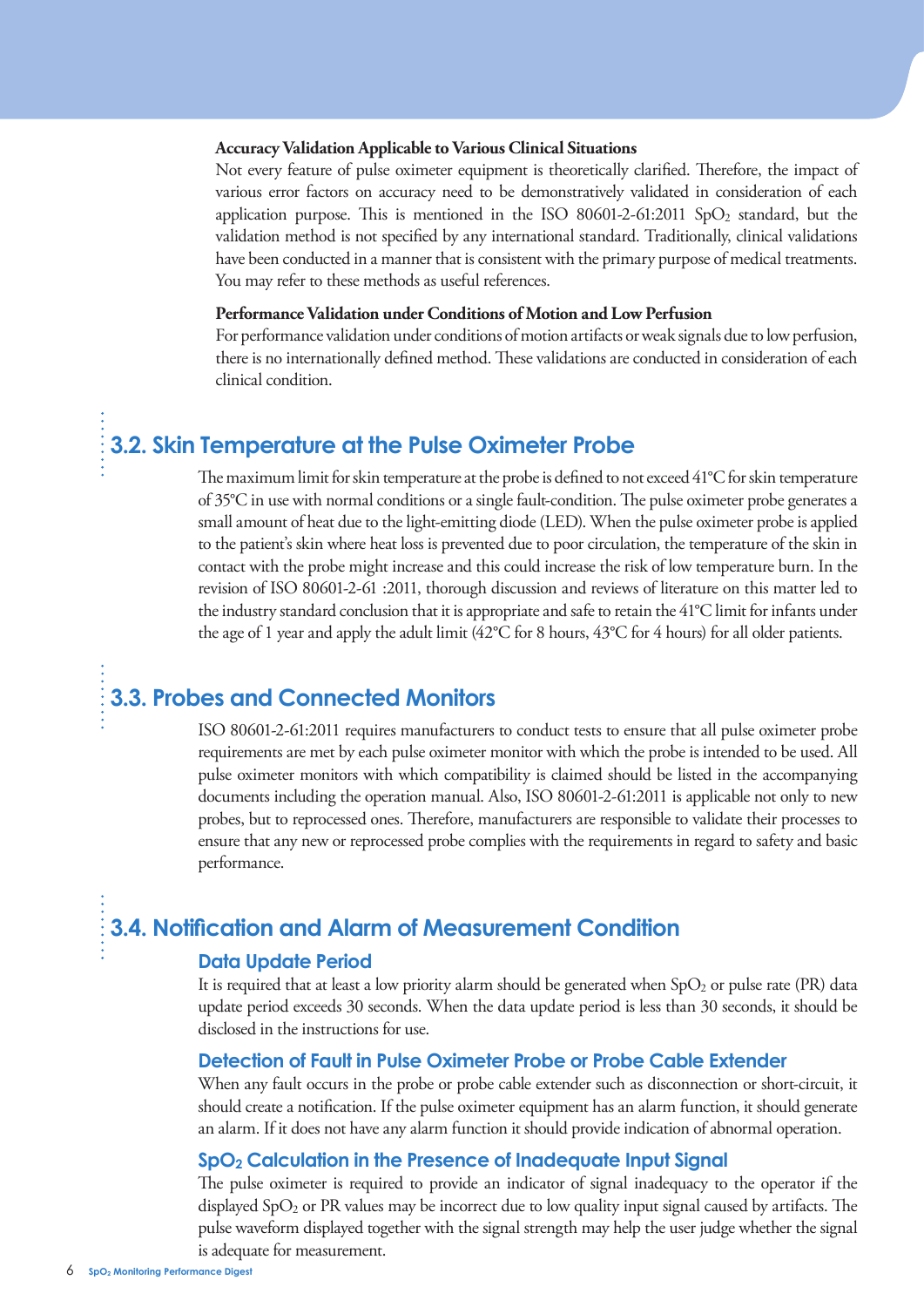**Accuracy Validation Applicable to Various Clinical Situations**

Not every feature of pulse oximeter equipment is theoretically clarified. Therefore, the impact of various error factors on accuracy need to be demonstratively validated in consideration of each application purpose. This is mentioned in the ISO 80601-2-61:2011 $SpO_2$ standard, but the validation method is not specified by any international standard. Traditionally, clinical validations have been conducted in a manner that is consistent with the primary purpose of medical treatments. You may refer to these methods as useful references.

**Performance Validation under Conditions of Motion and Low Perfusion**

For performance validation under conditions of motion artifacts or weak signals due to low perfusion, there is no internationally defined method. These validations are conducted in consideration of each clinical condition.

## 3.2. Skin Temperature at the Pulse Oximeter Probe

The maximum limit for skin temperature at the probe is defined to not exceed 41°C for skin temperature of 35°C in use with normal conditions or a single fault-condition. The pulse oximeter probe generates a small amount of heat due to the light-emitting diode (LED). When the pulse oximeter probe is applied to the patient's skin where heat loss is prevented due to poor circulation, the temperature of the skin in contact with the probe might increase and this could increase the risk of low temperature burn. In the revision of ISO 80601-2-61 :2011, thorough discussion and reviews of literature on this matter led to the industry standard conclusion that it is appropriate and safe to retain the 41°C limit for infants under the age of 1 year and apply the adult limit (42°C for 8 hours, 43°C for 4 hours) for all older patients.

## 3.3. Probes and Connected Monitors

ISO 80601-2-61:2011 requires manufacturers to conduct tests to ensure that all pulse oximeter probe requirements are met by each pulse oximeter monitor with which the probe is intended to be used. All pulse oximeter monitors with which compatibility is claimed should be listed in the accompanying documents including the operation manual. Also, ISO 80601-2-61:2011 is applicable not only to new probes, but to reprocessed ones. Therefore, manufacturers are responsible to validate their processes to ensure that any new or reprocessed probe complies with the requirements in regard to safety and basic performance.

## 3.4. Notification and Alarm of Measurement Condition

### Data Update Period

It is required that at least a low priority alarm should be generated when $SpO_2$ or pulse rate (PR) data update period exceeds 30 seconds. When the data update period is less than 30 seconds, it should be disclosed in the instructions for use.

### Detection of Fault in Pulse Oximeter Probe or Probe Cable Extender

When any fault occurs in the probe or probe cable extender such as disconnection or short-circuit, it should create a notification. If the pulse oximeter equipment has an alarm function, it should generate an alarm. If it does not have any alarm function it should provide indication of abnormal operation.

### $SpO_2$ Calculation in the Presence of Inadequate Input Signal

The pulse oximeter is required to provide an indicator of signal inadequacy to the operator if the displayed $SpO_2$ or PR values may be incorrect due to low quality input signal caused by artifacts. The pulse waveform displayed together with the signal strength may help the user judge whether the signal is adequate for measurement.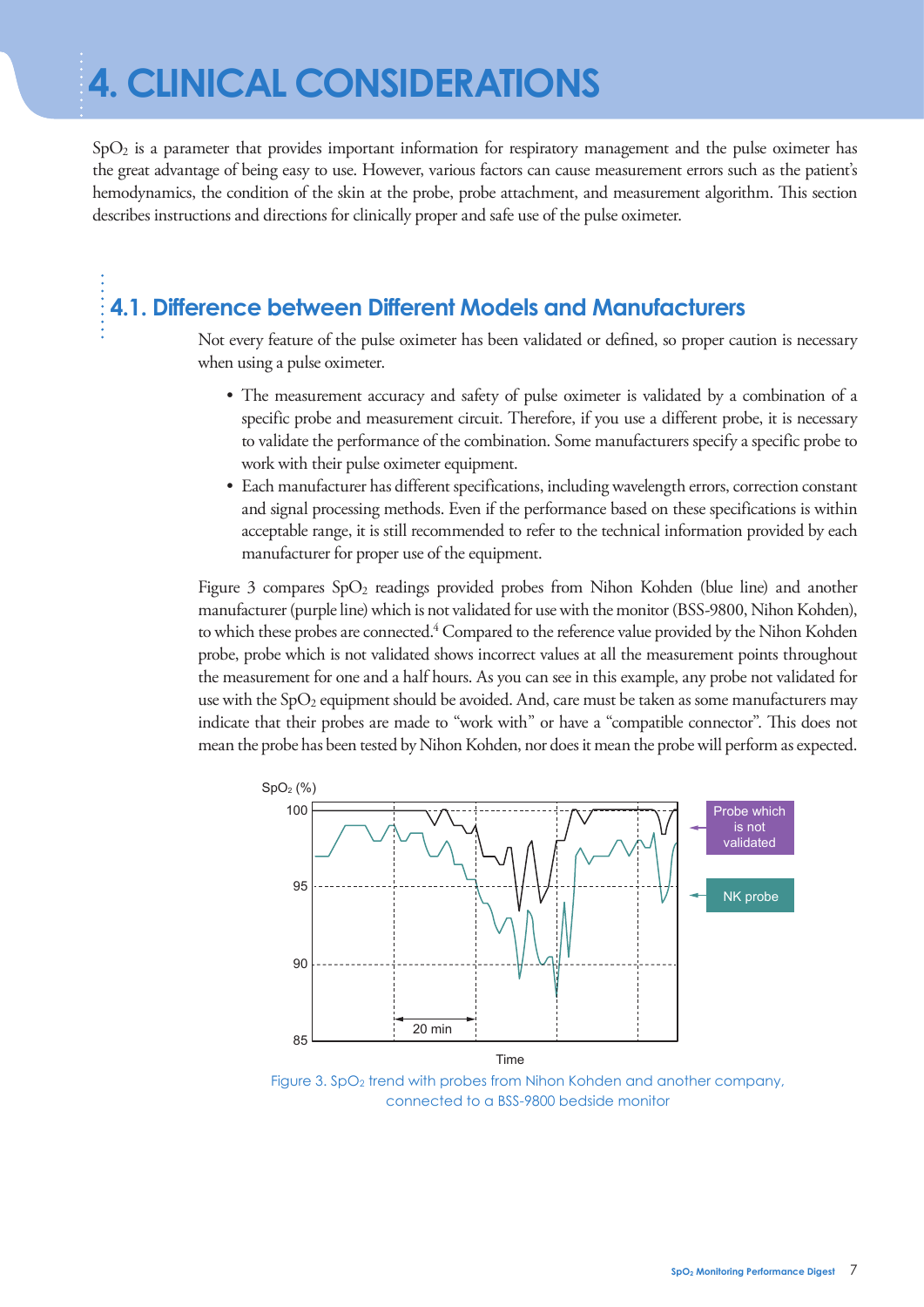# 4. CLINICAL CONSIDERATIONS

$SpO_2$ is a parameter that provides important information for respiratory management and the pulse oximeter has the great advantage of being easy to use. However, various factors can cause measurement errors such as the patient's hemodynamics, the condition of the skin at the probe, probe attachment, and measurement algorithm. This section describes instructions and directions for clinically proper and safe use of the pulse oximeter.

## 4.1. Difference between Different Models and Manufacturers

Not every feature of the pulse oximeter has been validated or defined, so proper caution is necessary when using a pulse oximeter.

- The measurement accuracy and safety of pulse oximeter is validated by a combination of a specific probe and measurement circuit. Therefore, if you use a different probe, it is necessary to validate the performance of the combination. Some manufacturers specify a specific probe to work with their pulse oximeter equipment.
- Each manufacturer has different specifications, including wavelength errors, correction constant and signal processing methods. Even if the performance based on these specifications is within acceptable range, it is still recommended to refer to the technical information provided by each manufacturer for proper use of the equipment.

Figure 3 compares $SpO_2$ readings provided probes from Nihon Kohden (blue line) and another manufacturer (purple line) which is not validated for use with the monitor (BSS-9800, Nihon Kohden), to which these probes are connected.[4] Compared to the reference value provided by the Nihon Kohden probe, probe which is not validated shows incorrect values at all the measurement points throughout the measurement for one and a half hours. As you can see in this example, any probe not validated for use with the $SpO_2$ equipment should be avoided. And, care must be taken as some manufacturers may indicate that their probes are made to "work with" or have a "compatible connector". This does not mean the probe has been tested by Nihon Kohden, nor does it mean the probe will perform as expected.

SpO₂ (%) — 100, 95, 90, 85 — 20 min — Time — Probe which is not validated — NK probe

Figure 3. $SpO_2$ trend with probes from Nihon Kohden and another company, connected to a BSS-9800 bedside monitor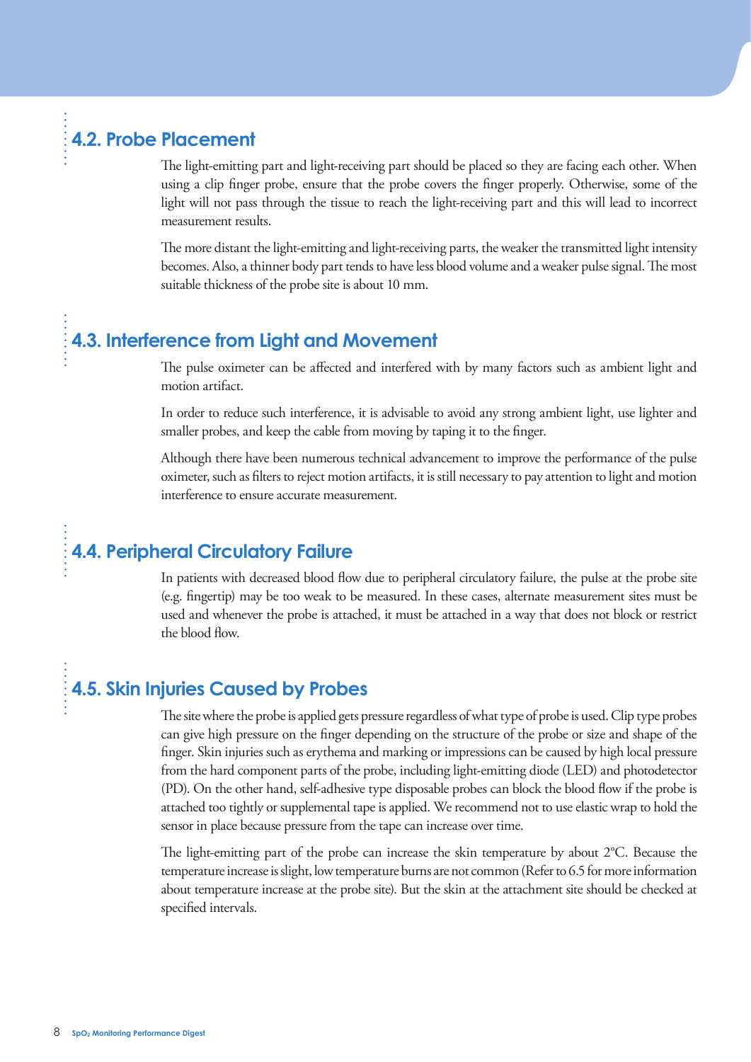## 4.2. Probe Placement

The light-emitting part and light-receiving part should be placed so they are facing each other. When using a clip finger probe, ensure that the probe covers the finger properly. Otherwise, some of the light will not pass through the tissue to reach the light-receiving part and this will lead to incorrect measurement results.

The more distant the light-emitting and light-receiving parts, the weaker the transmitted light intensity becomes. Also, a thinner body part tends to have less blood volume and a weaker pulse signal. The most suitable thickness of the probe site is about 10 mm.

## 4.3. Interference from Light and Movement

The pulse oximeter can be affected and interfered with by many factors such as ambient light and motion artifact.

In order to reduce such interference, it is advisable to avoid any strong ambient light, use lighter and smaller probes, and keep the cable from moving by taping it to the finger.

Although there have been numerous technical advancement to improve the performance of the pulse oximeter, such as filters to reject motion artifacts, it is still necessary to pay attention to light and motion interference to ensure accurate measurement.

## 4.4. Peripheral Circulatory Failure

In patients with decreased blood flow due to peripheral circulatory failure, the pulse at the probe site (e.g. fingertip) may be too weak to be measured. In these cases, alternate measurement sites must be used and whenever the probe is attached, it must be attached in a way that does not block or restrict the blood flow.

## 4.5. Skin Injuries Caused by Probes

The site where the probe is applied gets pressure regardless of what type of probe is used. Clip type probes can give high pressure on the finger depending on the structure of the probe or size and shape of the finger. Skin injuries such as erythema and marking or impressions can be caused by high local pressure from the hard component parts of the probe, including light-emitting diode (LED) and photodetector (PD). On the other hand, self-adhesive type disposable probes can block the blood flow if the probe is attached too tightly or supplemental tape is applied. We recommend not to use elastic wrap to hold the sensor in place because pressure from the tape can increase over time.

The light-emitting part of the probe can increase the skin temperature by about 2°C. Because the temperature increase is slight, low temperature burns are not common (Refer to 6.5 for more information about temperature increase at the probe site). But the skin at the attachment site should be checked at specified intervals.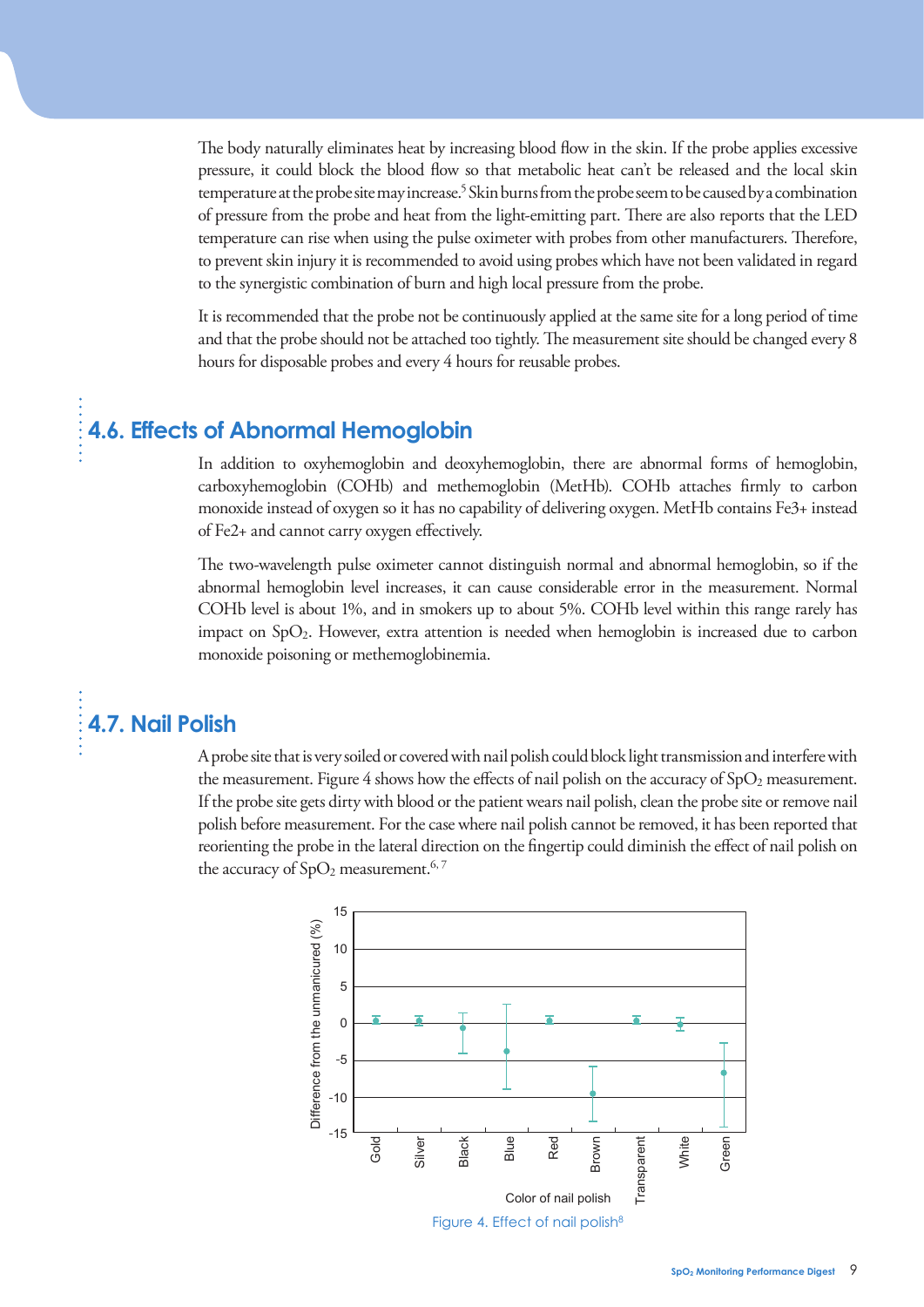The body naturally eliminates heat by increasing blood flow in the skin. If the probe applies excessive pressure, it could block the blood flow so that metabolic heat can't be released and the local skin temperature at the probe site may increase.[5] Skin burns from the probe seem to be caused by a combination of pressure from the probe and heat from the light-emitting part. There are also reports that the LED temperature can rise when using the pulse oximeter with probes from other manufacturers. Therefore, to prevent skin injury it is recommended to avoid using probes which have not been validated in regard to the synergistic combination of burn and high local pressure from the probe.

It is recommended that the probe not be continuously applied at the same site for a long period of time and that the probe should not be attached too tightly. The measurement site should be changed every 8 hours for disposable probes and every 4 hours for reusable probes.

## 4.6. Effects of Abnormal Hemoglobin

In addition to oxyhemoglobin and deoxyhemoglobin, there are abnormal forms of hemoglobin, carboxyhemoglobin (COHb) and methemoglobin (MetHb). COHb attaches firmly to carbon monoxide instead of oxygen so it has no capability of delivering oxygen. MetHb contains $Fe^{3+}$ instead of $Fe^{2+}$ and cannot carry oxygen effectively.

The two-wavelength pulse oximeter cannot distinguish normal and abnormal hemoglobin, so if the abnormal hemoglobin level increases, it can cause considerable error in the measurement. Normal COHb level is about 1%, and in smokers up to about 5%. COHb level within this range rarely has impact on $SpO_2$. However, extra attention is needed when hemoglobin is increased due to carbon monoxide poisoning or methemoglobinemia.

## 4.7. Nail Polish

A probe site that is very soiled or covered with nail polish could block light transmission and interfere with the measurement. Figure 4 shows how the effects of nail polish on the accuracy of $SpO_2$ measurement. If the probe site gets dirty with blood or the patient wears nail polish, clean the probe site or remove nail polish before measurement. For the case where nail polish cannot be removed, it has been reported that reorienting the probe in the lateral direction on the fingertip could diminish the effect of nail polish on the accuracy of $SpO_2$ measurement.[6,7]

Figure 4. Effect of nail polish[8]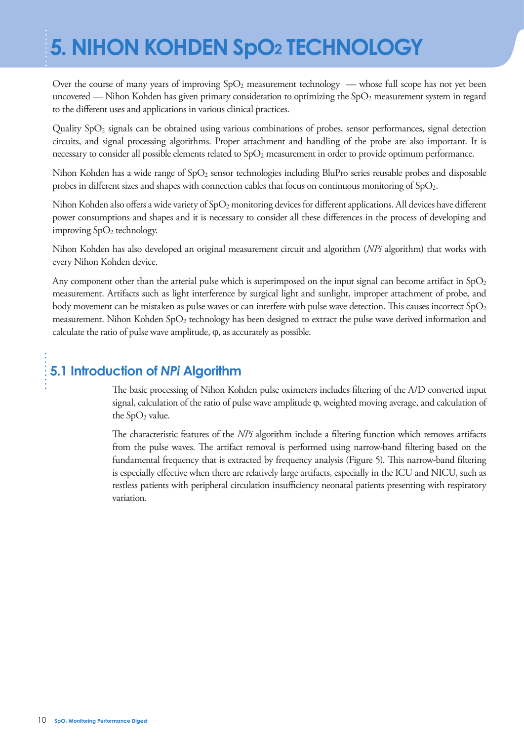# 5. NIHON KOHDEN $SpO_2$ TECHNOLOGY

Over the course of many years of improving $SpO_2$ measurement technology — whose full scope has not yet been uncovered — Nihon Kohden has given primary consideration to optimizing the $SpO_2$ measurement system in regard to the different uses and applications in various clinical practices.

Quality $SpO_2$ signals can be obtained using various combinations of probes, sensor performances, signal detection circuits, and signal processing algorithms. Proper attachment and handling of the probe are also important. It is necessary to consider all possible elements related to $SpO_2$ measurement in order to provide optimum performance.

Nihon Kohden has a wide range of $SpO_2$ sensor technologies including BluPro series reusable probes and disposable probes in different sizes and shapes with connection cables that focus on continuous monitoring of $SpO_2$.

Nihon Kohden also offers a wide variety of $SpO_2$ monitoring devices for different applications. All devices have different power consumptions and shapes and it is necessary to consider all these differences in the process of developing and improving $SpO_2$ technology.

Nihon Kohden has also developed an original measurement circuit and algorithm (*NPi* algorithm) that works with every Nihon Kohden device.

Any component other than the arterial pulse which is superimposed on the input signal can become artifact in $SpO_2$ measurement. Artifacts such as light interference by surgical light and sunlight, improper attachment of probe, and body movement can be mistaken as pulse waves or can interfere with pulse wave detection. This causes incorrect $SpO_2$ measurement. Nihon Kohden $SpO_2$ technology has been designed to extract the pulse wave derived information and calculate the ratio of pulse wave amplitude, $\varphi$, as accurately as possible.

## 5.1 Introduction of *NPi* Algorithm

The basic processing of Nihon Kohden pulse oximeters includes filtering of the A/D converted input signal, calculation of the ratio of pulse wave amplitude $\varphi$, weighted moving average, and calculation of the $SpO_2$ value.

The characteristic features of the *NPi* algorithm include a filtering function which removes artifacts from the pulse waves. The artifact removal is performed using narrow-band filtering based on the fundamental frequency that is extracted by frequency analysis (Figure 5). This narrow-band filtering is especially effective when there are relatively large artifacts, especially in the ICU and NICU, such as restless patients with peripheral circulation insufficiency neonatal patients presenting with respiratory variation.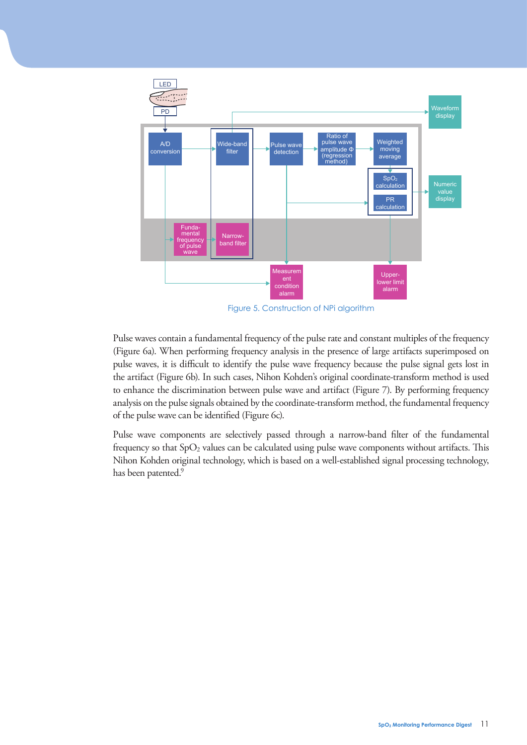Figure 5. Construction of NPi algorithm

Pulse waves contain a fundamental frequency of the pulse rate and constant multiples of the frequency (Figure 6a). When performing frequency analysis in the presence of large artifacts superimposed on pulse waves, it is difficult to identify the pulse wave frequency because the pulse signal gets lost in the artifact (Figure 6b). In such cases, Nihon Kohden's original coordinate-transform method is used to enhance the discrimination between pulse wave and artifact (Figure 7). By performing frequency analysis on the pulse signals obtained by the coordinate-transform method, the fundamental frequency of the pulse wave can be identified (Figure 6c).

Pulse wave components are selectively passed through a narrow-band filter of the fundamental frequency so that $SpO_2$ values can be calculated using pulse wave components without artifacts. This Nihon Kohden original technology, which is based on a well-established signal processing technology, has been patented.[9]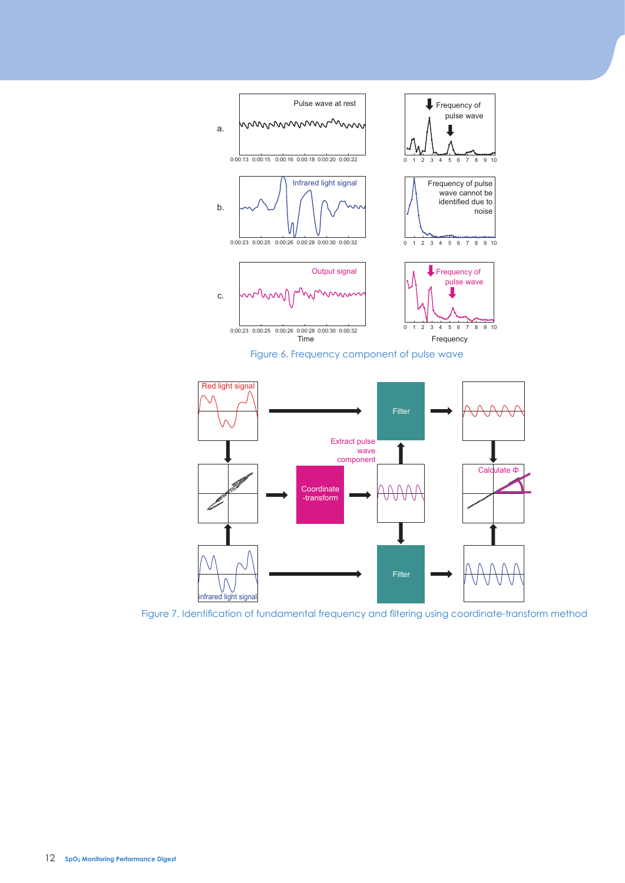Figure 6. Frequency component of pulse wave

Figure 7. Identification of fundamental frequency and filtering using coordinate-transform method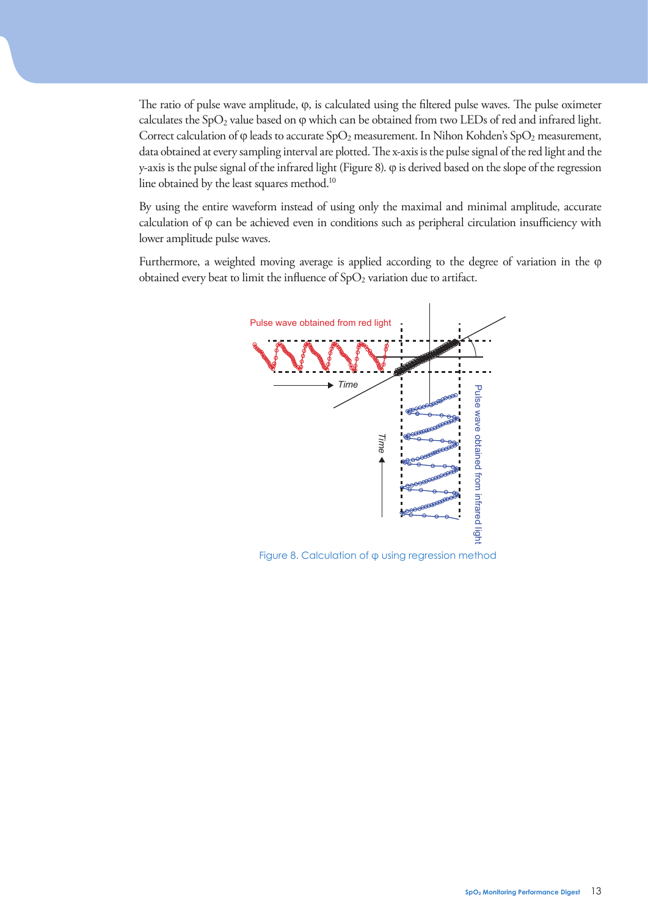The ratio of pulse wave amplitude, φ, is calculated using the filtered pulse waves. The pulse oximeter calculates the $SpO_2$ value based on φ which can be obtained from two LEDs of red and infrared light. Correct calculation of φ leads to accurate $SpO_2$ measurement. In Nihon Kohden's $SpO_2$ measurement, data obtained at every sampling interval are plotted. The x-axis is the pulse signal of the red light and the y-axis is the pulse signal of the infrared light (Figure 8). φ is derived based on the slope of the regression line obtained by the least squares method.[10]

By using the entire waveform instead of using only the maximal and minimal amplitude, accurate calculation of φ can be achieved even in conditions such as peripheral circulation insufficiency with lower amplitude pulse waves.

Furthermore, a weighted moving average is applied according to the degree of variation in the φ obtained every beat to limit the influence of $SpO_2$ variation due to artifact.

Pulse wave obtained from red light

Time

Time

Pulse wave obtained from infrared light

Figure 8. Calculation of φ using regression method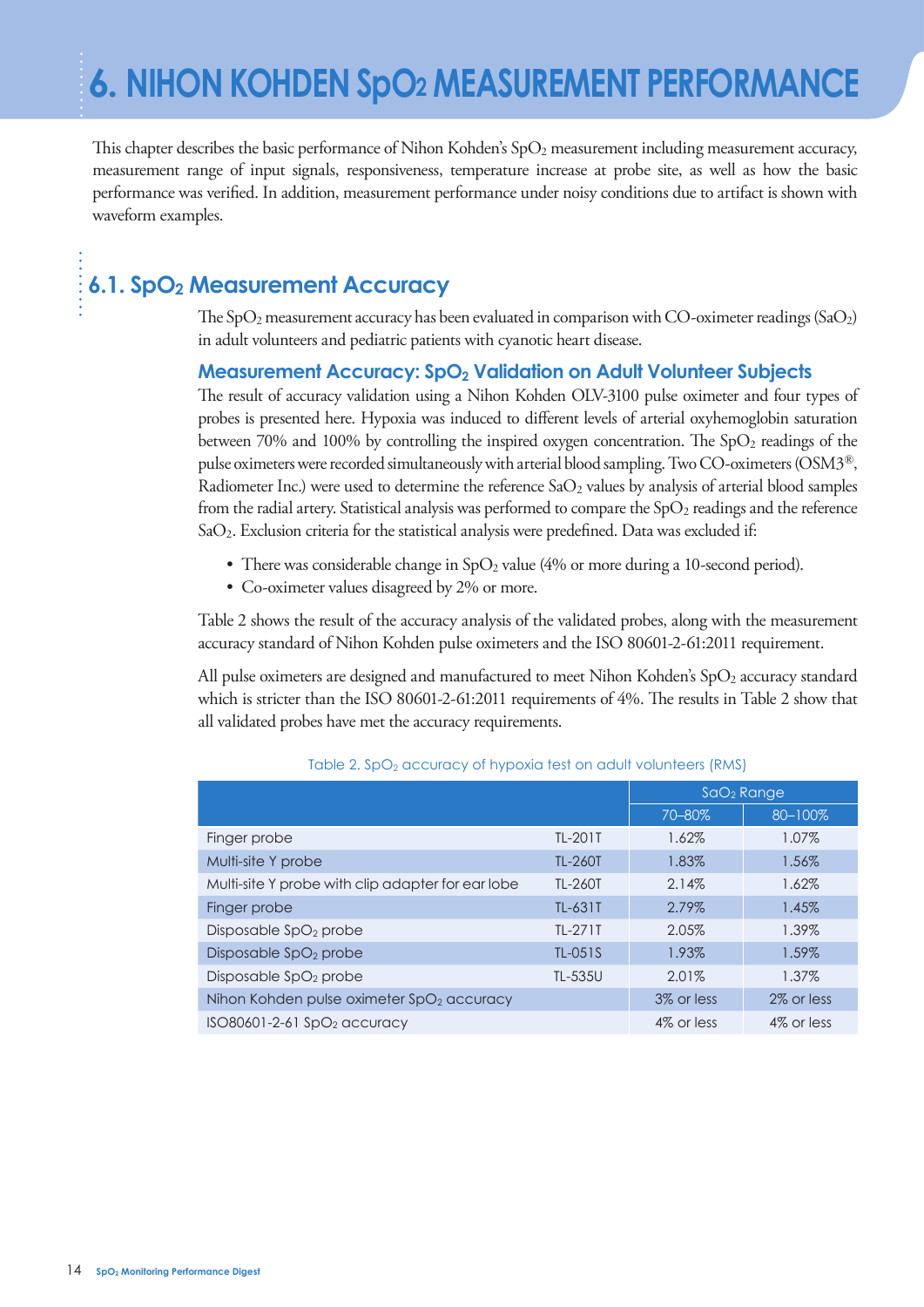# 6. NIHON KOHDEN $SpO_2$ MEASUREMENT PERFORMANCE

This chapter describes the basic performance of Nihon Kohden's $SpO_2$ measurement including measurement accuracy, measurement range of input signals, responsiveness, temperature increase at probe site, as well as how the basic performance was verified. In addition, measurement performance under noisy conditions due to artifact is shown with waveform examples.

## 6.1. $SpO_2$ Measurement Accuracy

The $SpO_2$ measurement accuracy has been evaluated in comparison with CO-oximeter readings ($SaO_2$) in adult volunteers and pediatric patients with cyanotic heart disease.

### Measurement Accuracy: $SpO_2$ Validation on Adult Volunteer Subjects

The result of accuracy validation using a Nihon Kohden OLV-3100 pulse oximeter and four types of probes is presented here. Hypoxia was induced to different levels of arterial oxyhemoglobin saturation between 70% and 100% by controlling the inspired oxygen concentration. The $SpO_2$ readings of the pulse oximeters were recorded simultaneously with arterial blood sampling. Two CO-oximeters (OSM3®, Radiometer Inc.) were used to determine the reference $SaO_2$ values by analysis of arterial blood samples from the radial artery. Statistical analysis was performed to compare the $SpO_2$ readings and the reference $SaO_2$. Exclusion criteria for the statistical analysis were predefined. Data was excluded if:

- There was considerable change in $SpO_2$ value (4% or more during a 10-second period).
- Co-oximeter values disagreed by 2% or more.

Table 2 shows the result of the accuracy analysis of the validated probes, along with the measurement accuracy standard of Nihon Kohden pulse oximeters and the ISO 80601-2-61:2011 requirement.

All pulse oximeters are designed and manufactured to meet Nihon Kohden's $SpO_2$ accuracy standard which is stricter than the ISO 80601-2-61:2011 requirements of 4%. The results in Table 2 show that all validated probes have met the accuracy requirements.

Table 2. $SpO_2$ accuracy of hypoxia test on adult volunteers (RMS)

| | | $SaO_2$ Range | |
|---|---|---|---|
| | | 70–80% | 80–100% |
| Finger probe | TL-201T | 1.62% | 1.07% |
| Multi-site Y probe | TL-260T | 1.83% | 1.56% |
| Multi-site Y probe with clip adapter for ear lobe | TL-260T | 2.14% | 1.62% |
| Finger probe | TL-631T | 2.79% | 1.45% |
| Disposable $SpO_2$ probe | TL-271T | 2.05% | 1.39% |
| Disposable $SpO_2$ probe | TL-051S | 1.93% | 1.59% |
| Disposable $SpO_2$ probe | TL-535U | 2.01% | 1.37% |
| Nihon Kohden pulse oximeter $SpO_2$ accuracy | | 3% or less | 2% or less |
| ISO80601-2-61 $SpO_2$ accuracy | | 4% or less | 4% or less |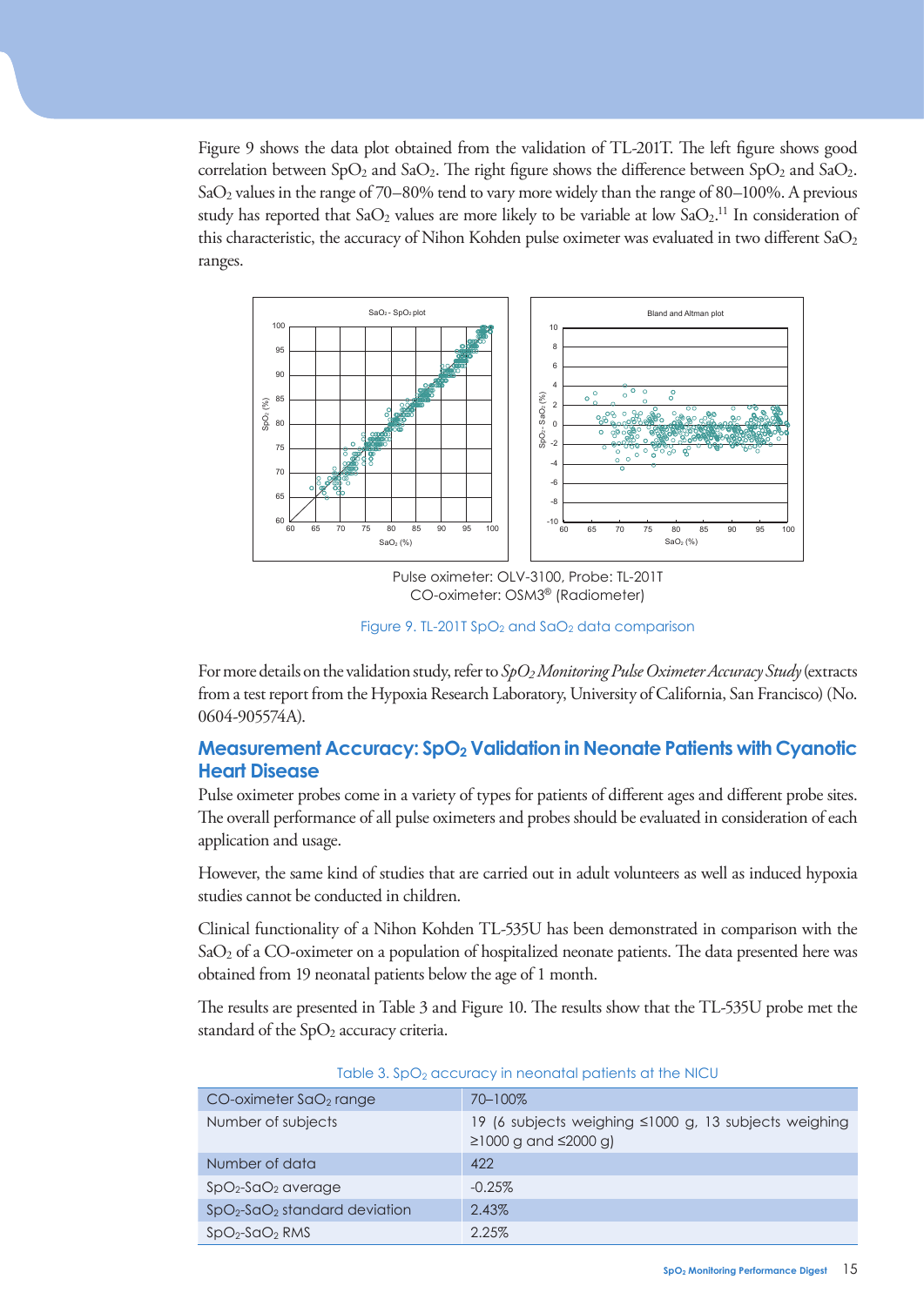Figure 9 shows the data plot obtained from the validation of TL-201T. The left figure shows good correlation between $SpO_2$ and $SaO_2$. The right figure shows the difference between $SpO_2$ and $SaO_2$. $SaO_2$ values in the range of 70–80% tend to vary more widely than the range of 80–100%. A previous study has reported that $SaO_2$ values are more likely to be variable at low $SaO_2$.[11] In consideration of this characteristic, the accuracy of Nihon Kohden pulse oximeter was evaluated in two different $SaO_2$ ranges.

Pulse oximeter: OLV-3100, Probe: TL-201T
CO-oximeter: OSM3® (Radiometer)

Figure 9. TL-201T $SpO_2$ and $SaO_2$ data comparison

For more details on the validation study, refer to *$SpO_2$ Monitoring Pulse Oximeter Accuracy Study* (extracts from a test report from the Hypoxia Research Laboratory, University of California, San Francisco) (No. 0604-905574A).

## Measurement Accuracy: $SpO_2$ Validation in Neonate Patients with Cyanotic Heart Disease

Pulse oximeter probes come in a variety of types for patients of different ages and different probe sites. The overall performance of all pulse oximeters and probes should be evaluated in consideration of each application and usage.

However, the same kind of studies that are carried out in adult volunteers as well as induced hypoxia studies cannot be conducted in children.

Clinical functionality of a Nihon Kohden TL-535U has been demonstrated in comparison with the $SaO_2$ of a CO-oximeter on a population of hospitalized neonate patients. The data presented here was obtained from 19 neonatal patients below the age of 1 month.

The results are presented in Table 3 and Figure 10. The results show that the TL-535U probe met the standard of the $SpO_2$ accuracy criteria.

Table 3. $SpO_2$ accuracy in neonatal patients at the NICU

| CO-oximeter $SaO_2$ range | 70–100% |
|---|---|
| Number of subjects | 19 (6 subjects weighing ≤1000 g, 13 subjects weighing ≥1000 g and ≤2000 g) |
| Number of data | 422 |
| $SpO_2$-$SaO_2$ average | -0.25% |
| $SpO_2$-$SaO_2$ standard deviation | 2.43% |
| $SpO_2$-$SaO_2$ RMS | 2.25% |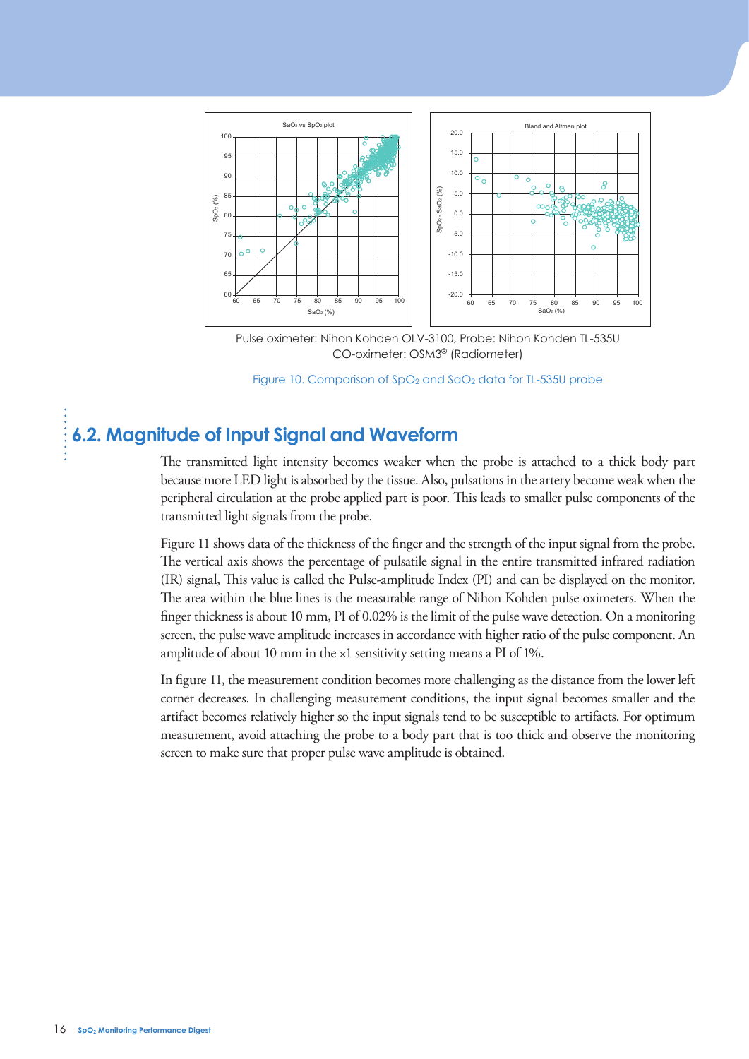Pulse oximeter: Nihon Kohden OLV-3100, Probe: Nihon Kohden TL-535U
CO-oximeter: OSM3® (Radiometer)

Figure 10. Comparison of $SpO_2$ and $SaO_2$ data for TL-535U probe

## 6.2. Magnitude of Input Signal and Waveform

The transmitted light intensity becomes weaker when the probe is attached to a thick body part because more LED light is absorbed by the tissue. Also, pulsations in the artery become weak when the peripheral circulation at the probe applied part is poor. This leads to smaller pulse components of the transmitted light signals from the probe.

Figure 11 shows data of the thickness of the finger and the strength of the input signal from the probe. The vertical axis shows the percentage of pulsatile signal in the entire transmitted infrared radiation (IR) signal, This value is called the Pulse-amplitude Index (PI) and can be displayed on the monitor. The area within the blue lines is the measurable range of Nihon Kohden pulse oximeters. When the finger thickness is about 10 mm, PI of 0.02% is the limit of the pulse wave detection. On a monitoring screen, the pulse wave amplitude increases in accordance with higher ratio of the pulse component. An amplitude of about 10 mm in the ×1 sensitivity setting means a PI of 1%.

In figure 11, the measurement condition becomes more challenging as the distance from the lower left corner decreases. In challenging measurement conditions, the input signal becomes smaller and the artifact becomes relatively higher so the input signals tend to be susceptible to artifacts. For optimum measurement, avoid attaching the probe to a body part that is too thick and observe the monitoring screen to make sure that proper pulse wave amplitude is obtained.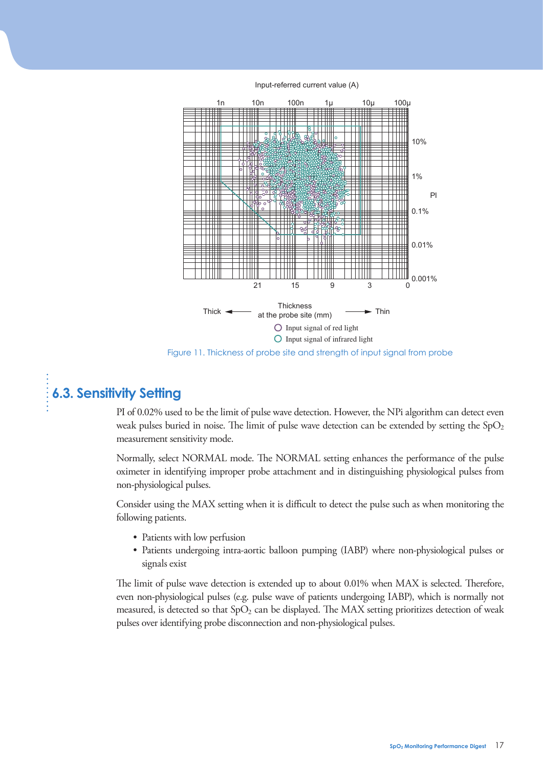Figure 11. Thickness of probe site and strength of input signal from probe

## 6.3. Sensitivity Setting

PI of 0.02% used to be the limit of pulse wave detection. However, the NPi algorithm can detect even weak pulses buried in noise. The limit of pulse wave detection can be extended by setting the $SpO_2$ measurement sensitivity mode.

Normally, select NORMAL mode. The NORMAL setting enhances the performance of the pulse oximeter in identifying improper probe attachment and in distinguishing physiological pulses from non-physiological pulses.

Consider using the MAX setting when it is difficult to detect the pulse such as when monitoring the following patients.

- Patients with low perfusion
- Patients undergoing intra-aortic balloon pumping (IABP) where non-physiological pulses or signals exist

The limit of pulse wave detection is extended up to about 0.01% when MAX is selected. Therefore, even non-physiological pulses (e.g. pulse wave of patients undergoing IABP), which is normally not measured, is detected so that $SpO_2$ can be displayed. The MAX setting prioritizes detection of weak pulses over identifying probe disconnection and non-physiological pulses.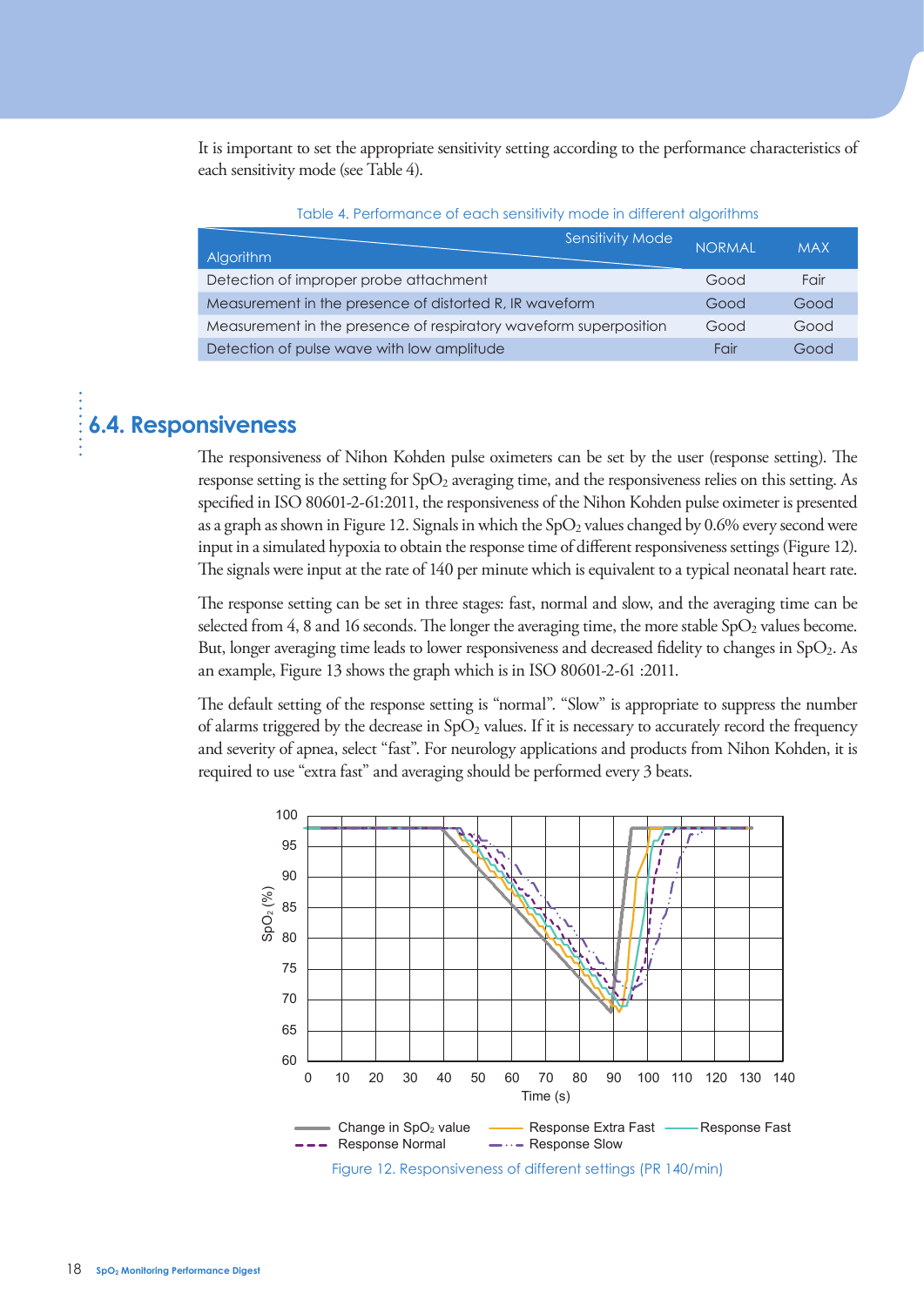It is important to set the appropriate sensitivity setting according to the performance characteristics of each sensitivity mode (see Table 4).

Table 4. Performance of each sensitivity mode in different algorithms

| Algorithm \ Sensitivity Mode | NORMAL | MAX |
|---|---|---|
| Detection of improper probe attachment | Good | Fair |
| Measurement in the presence of distorted R, IR waveform | Good | Good |
| Measurement in the presence of respiratory waveform superposition | Good | Good |
| Detection of pulse wave with low amplitude | Fair | Good |

## 6.4. Responsiveness

The responsiveness of Nihon Kohden pulse oximeters can be set by the user (response setting). The response setting is the setting for $SpO_2$ averaging time, and the responsiveness relies on this setting. As specified in ISO 80601-2-61:2011, the responsiveness of the Nihon Kohden pulse oximeter is presented as a graph as shown in Figure 12. Signals in which the $SpO_2$ values changed by 0.6% every second were input in a simulated hypoxia to obtain the response time of different responsiveness settings (Figure 12). The signals were input at the rate of 140 per minute which is equivalent to a typical neonatal heart rate.

The response setting can be set in three stages: fast, normal and slow, and the averaging time can be selected from 4, 8 and 16 seconds. The longer the averaging time, the more stable $SpO_2$ values become. But, longer averaging time leads to lower responsiveness and decreased fidelity to changes in $SpO_2$. As an example, Figure 13 shows the graph which is in ISO 80601-2-61 :2011.

The default setting of the response setting is “normal”. “Slow” is appropriate to suppress the number of alarms triggered by the decrease in $SpO_2$ values. If it is necessary to accurately record the frequency and severity of apnea, select “fast”. For neurology applications and products from Nihon Kohden, it is required to use “extra fast” and averaging should be performed every 3 beats.

Figure 12. Responsiveness of different settings (PR 140/min)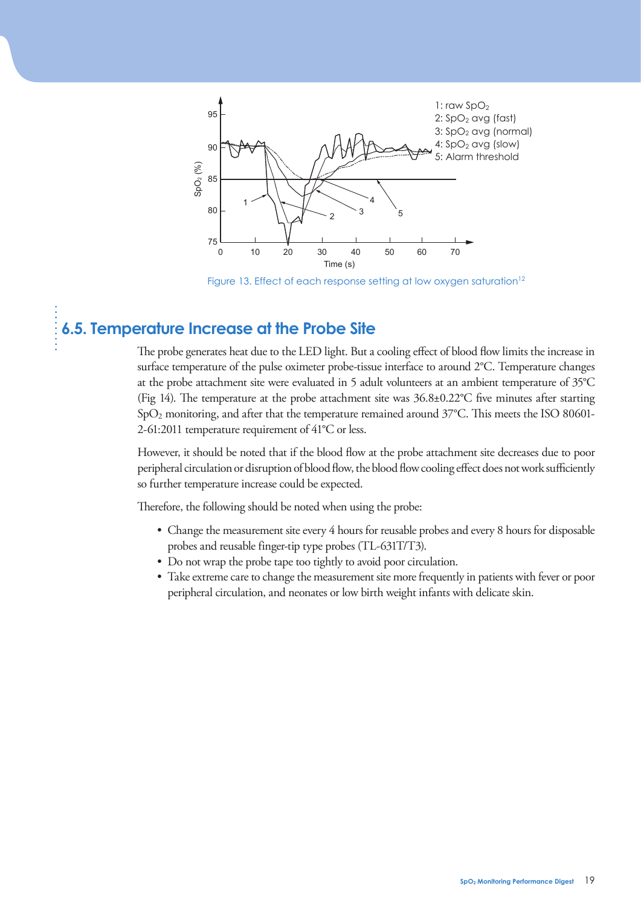Figure 13. Effect of each response setting at low oxygen saturation[12]

## 6.5. Temperature Increase at the Probe Site

The probe generates heat due to the LED light. But a cooling effect of blood flow limits the increase in surface temperature of the pulse oximeter probe-tissue interface to around 2°C. Temperature changes at the probe attachment site were evaluated in 5 adult volunteers at an ambient temperature of 35°C (Fig 14). The temperature at the probe attachment site was 36.8±0.22°C five minutes after starting $SpO_2$ monitoring, and after that the temperature remained around 37°C. This meets the ISO 80601-2-61:2011 temperature requirement of 41°C or less.

However, it should be noted that if the blood flow at the probe attachment site decreases due to poor peripheral circulation or disruption of blood flow, the blood flow cooling effect does not work sufficiently so further temperature increase could be expected.

Therefore, the following should be noted when using the probe:

- Change the measurement site every 4 hours for reusable probes and every 8 hours for disposable probes and reusable finger-tip type probes (TL-631T/T3).
- Do not wrap the probe tape too tightly to avoid poor circulation.
- Take extreme care to change the measurement site more frequently in patients with fever or poor peripheral circulation, and neonates or low birth weight infants with delicate skin.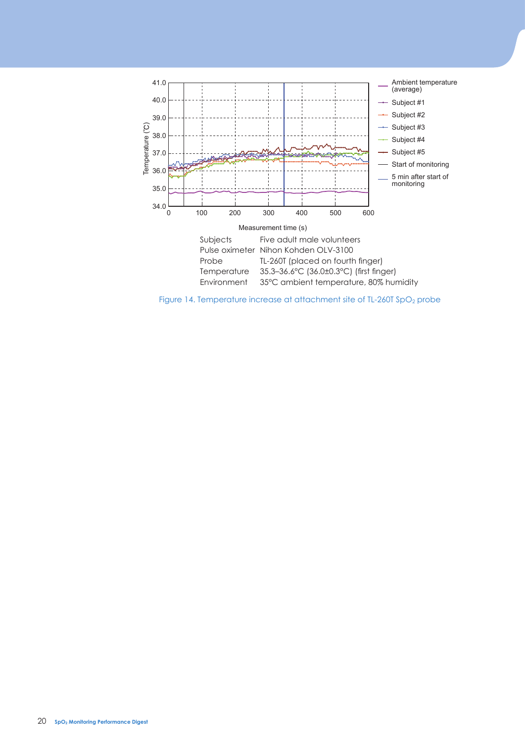| | |
|---|---|
| Subjects | Five adult male volunteers |
| Pulse oximeter | Nihon Kohden OLV-3100 |
| Probe | TL-260T (placed on fourth finger) |
| Temperature | 35.3–36.6°C (36.0±0.3°C) (first finger) |
| Environment | 35°C ambient temperature, 80% humidity |

Figure 14. Temperature increase at attachment site of TL-260T $SpO_2$ probe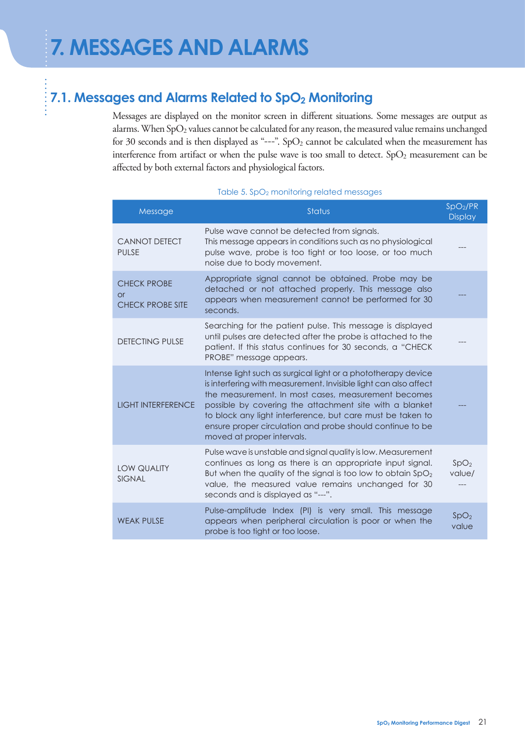# 7. MESSAGES AND ALARMS

## 7.1. Messages and Alarms Related to $SpO_2$ Monitoring

Messages are displayed on the monitor screen in different situations. Some messages are output as alarms. When $SpO_2$ values cannot be calculated for any reason, the measured value remains unchanged for 30 seconds and is then displayed as "---". $SpO_2$ cannot be calculated when the measurement has interference from artifact or when the pulse wave is too small to detect. $SpO_2$ measurement can be affected by both external factors and physiological factors.

Table 5. $SpO_2$ monitoring related messages

| Message | Status | $SpO_2$/PR Display |
|---|---|---|
| CANNOT DETECT PULSE | Pulse wave cannot be detected from signals. This message appears in conditions such as no physiological pulse wave, probe is too tight or too loose, or too much noise due to body movement. | --- |
| CHECK PROBE or CHECK PROBE SITE | Appropriate signal cannot be obtained. Probe may be detached or not attached properly. This message also appears when measurement cannot be performed for 30 seconds. | --- |
| DETECTING PULSE | Searching for the patient pulse. This message is displayed until pulses are detected after the probe is attached to the patient. If this status continues for 30 seconds, a "CHECK PROBE" message appears. | --- |
| LIGHT INTERFERENCE | Intense light such as surgical light or a phototherapy device is interfering with measurement. Invisible light can also affect the measurement. In most cases, measurement becomes possible by covering the attachment site with a blanket to block any light interference, but care must be taken to ensure proper circulation and probe should continue to be moved at proper intervals. | --- |
| LOW QUALITY SIGNAL | Pulse wave is unstable and signal quality is low. Measurement continues as long as there is an appropriate input signal. But when the quality of the signal is too low to obtain $SpO_2$ value, the measured value remains unchanged for 30 seconds and is displayed as "---". | $SpO_2$ value/ --- |
| WEAK PULSE | Pulse-amplitude Index (PI) is very small. This message appears when peripheral circulation is poor or when the probe is too tight or too loose. | $SpO_2$ value |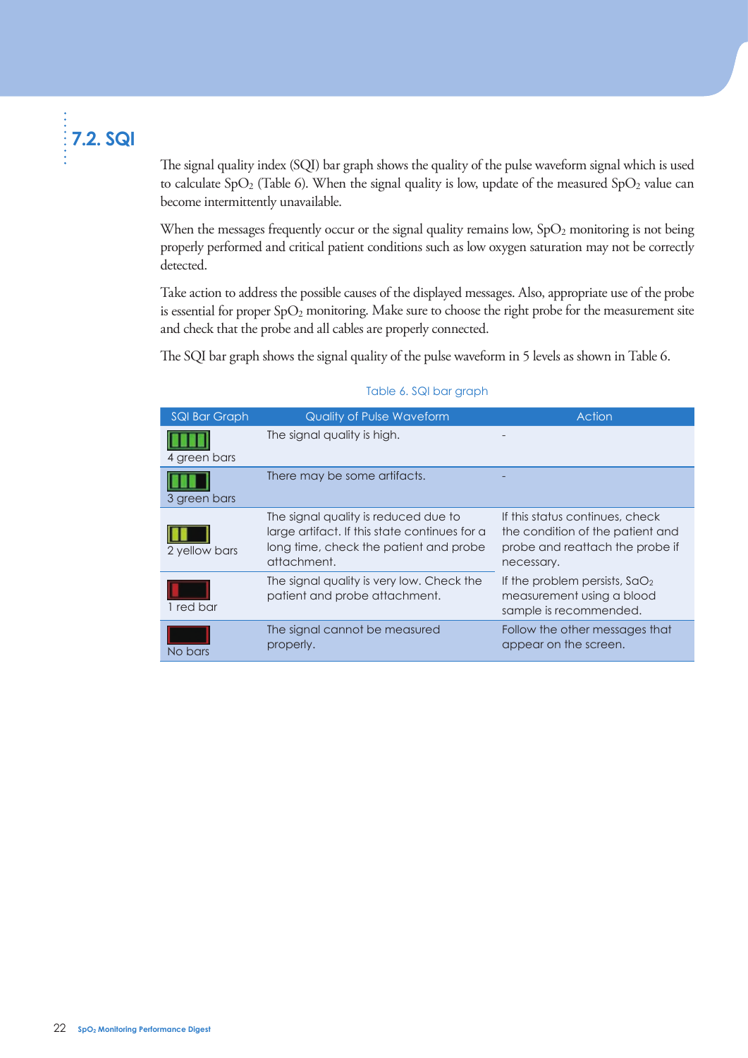## 7.2. SQI

The signal quality index (SQI) bar graph shows the quality of the pulse waveform signal which is used to calculate $SpO_2$ (Table 6). When the signal quality is low, update of the measured $SpO_2$ value can become intermittently unavailable.

When the messages frequently occur or the signal quality remains low, $SpO_2$ monitoring is not being properly performed and critical patient conditions such as low oxygen saturation may not be correctly detected.

Take action to address the possible causes of the displayed messages. Also, appropriate use of the probe is essential for proper $SpO_2$ monitoring. Make sure to choose the right probe for the measurement site and check that the probe and all cables are properly connected.

The SQI bar graph shows the signal quality of the pulse waveform in 5 levels as shown in Table 6.

Table 6. SQI bar graph

| SQI Bar Graph | Quality of Pulse Waveform | Action |
|---|---|---|
| 4 green bars | The signal quality is high. | - |
| 3 green bars | There may be some artifacts. | - |
| 2 yellow bars | The signal quality is reduced due to large artifact. If this state continues for a long time, check the patient and probe attachment. | If this status continues, check the condition of the patient and probe and reattach the probe if necessary. If the problem persists, $SaO_2$ measurement using a blood sample is recommended. |
| 1 red bar | The signal quality is very low. Check the patient and probe attachment. | |
| No bars | The signal cannot be measured properly. | Follow the other messages that appear on the screen. |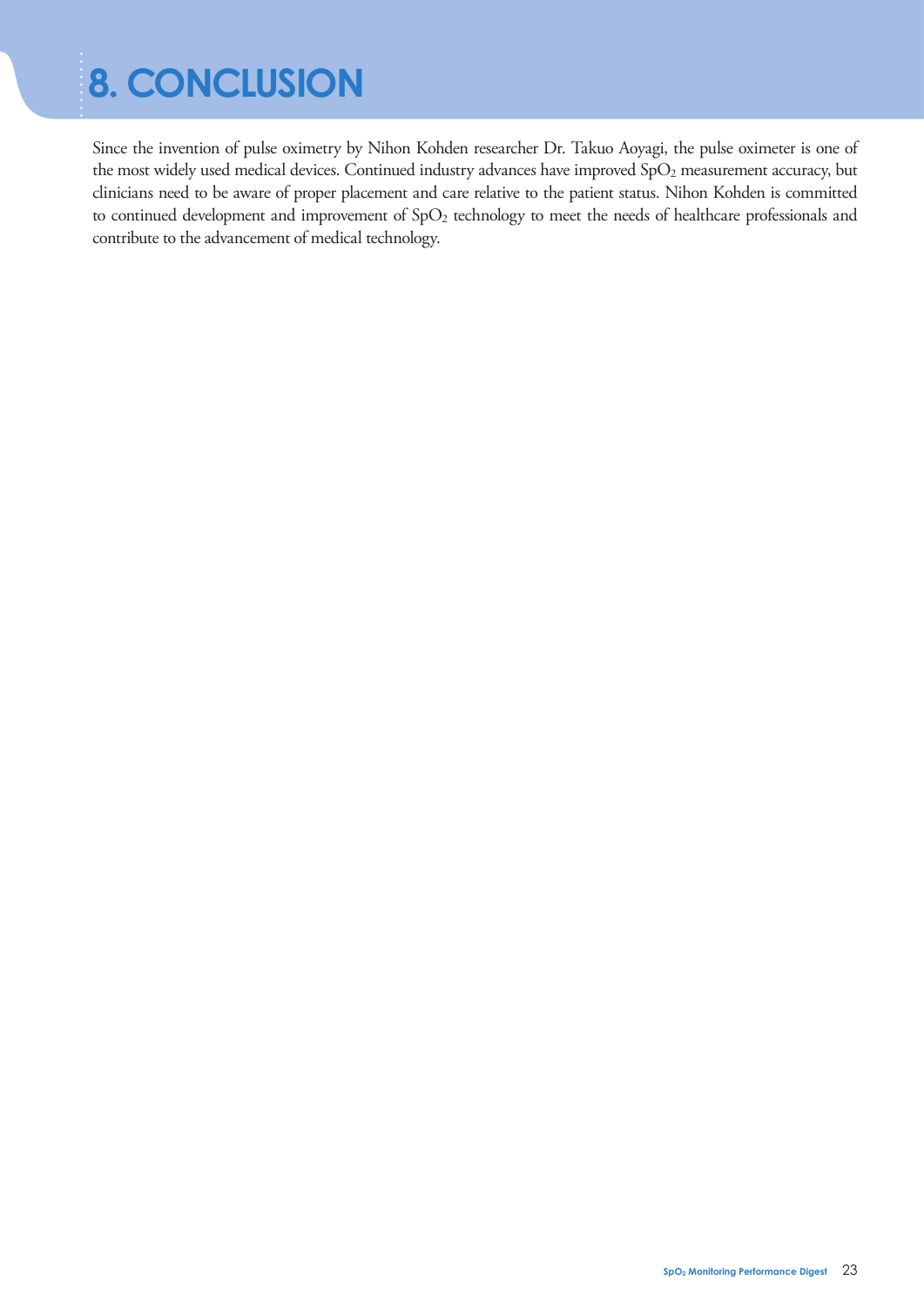# 8. CONCLUSION

Since the invention of pulse oximetry by Nihon Kohden researcher Dr. Takuo Aoyagi, the pulse oximeter is one of the most widely used medical devices. Continued industry advances have improved $SpO_2$ measurement accuracy, but clinicians need to be aware of proper placement and care relative to the patient status. Nihon Kohden is committed to continued development and improvement of $SpO_2$ technology to meet the needs of healthcare professionals and contribute to the advancement of medical technology.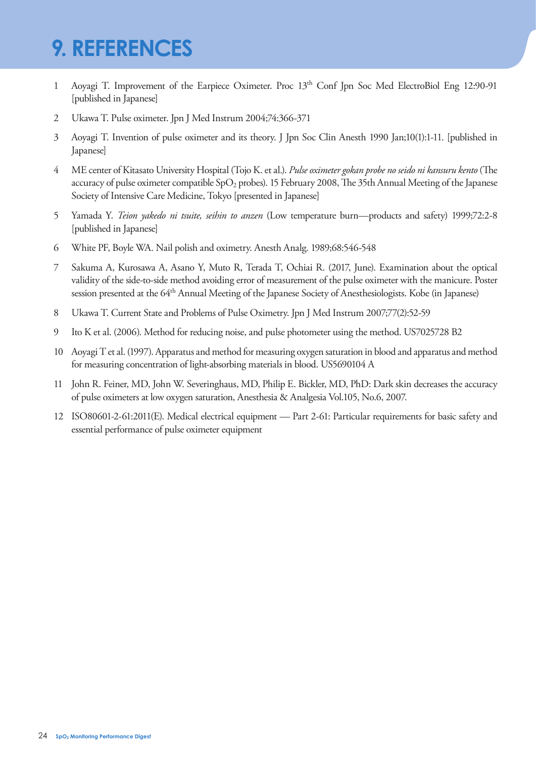# 9. REFERENCES

1. Aoyagi T. Improvement of the Earpiece Oximeter. Proc 13th Conf Jpn Soc Med ElectroBiol Eng 12:90-91 [published in Japanese]
2. Ukawa T. Pulse oximeter. Jpn J Med Instrum 2004;74:366-371
3. Aoyagi T. Invention of pulse oximeter and its theory. J Jpn Soc Clin Anesth 1990 Jan;10(1):1-11. [published in Japanese]
4. ME center of Kitasato University Hospital (Tojo K. et al.). *Pulse oximeter gokan probe no seido ni kansuru kento* (The accuracy of pulse oximeter compatible $SpO_2$ probes). 15 February 2008, The 35th Annual Meeting of the Japanese Society of Intensive Care Medicine, Tokyo [presented in Japanese]
5. Yamada Y. *Teion yakedo ni tsuite, seihin to anzen* (Low temperature burn—products and safety) 1999;72:2-8 [published in Japanese]
6. White PF, Boyle WA. Nail polish and oximetry. Anesth Analg. 1989;68:546-548
7. Sakuma A, Kurosawa A, Asano Y, Muto R, Terada T, Ochiai R. (2017, June). Examination about the optical validity of the side-to-side method avoiding error of measurement of the pulse oximeter with the manicure. Poster session presented at the 64th Annual Meeting of the Japanese Society of Anesthesiologists. Kobe (in Japanese)
8. Ukawa T. Current State and Problems of Pulse Oximetry. Jpn J Med Instrum 2007;77(2):52-59
9. Ito K et al. (2006). Method for reducing noise, and pulse photometer using the method. US7025728 B2
10. Aoyagi T et al. (1997). Apparatus and method for measuring oxygen saturation in blood and apparatus and method for measuring concentration of light-absorbing materials in blood. US5690104 A
11. John R. Feiner, MD, John W. Severinghaus, MD, Philip E. Bickler, MD, PhD: Dark skin decreases the accuracy of pulse oximeters at low oxygen saturation, Anesthesia & Analgesia Vol.105, No.6, 2007.
12. ISO80601-2-61:2011(E). Medical electrical equipment — Part 2-61: Particular requirements for basic safety and essential performance of pulse oximeter equipment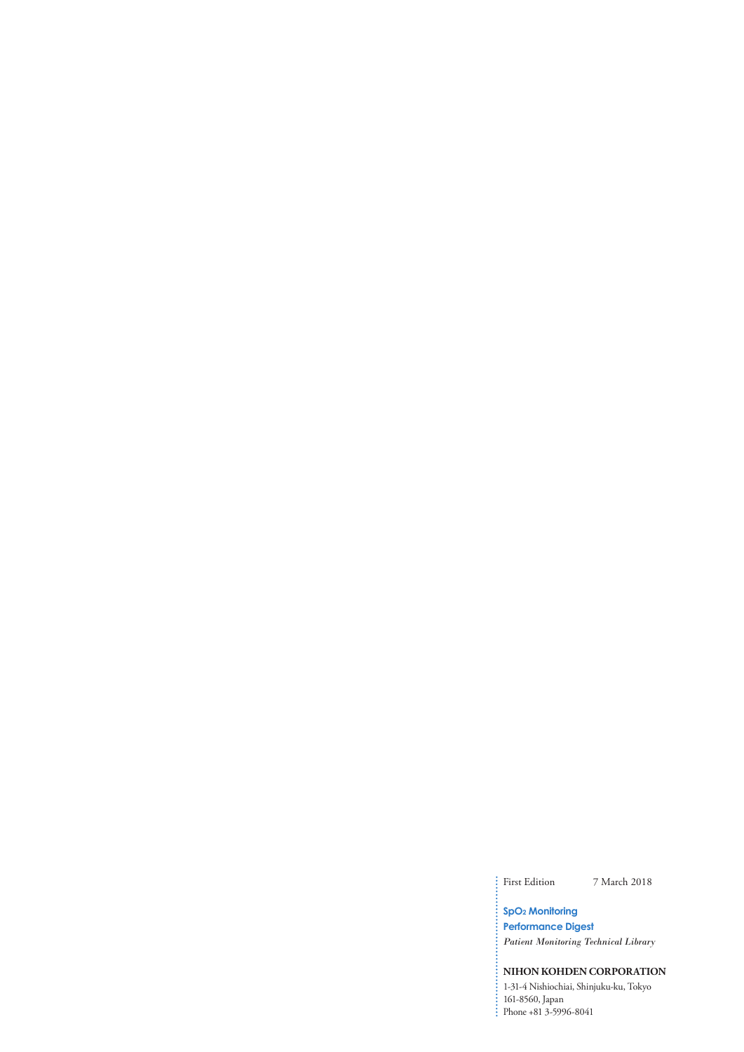First Edition 7 March 2018

**$SpO_2$ Monitoring**

**Performance Digest**

*Patient Monitoring Technical Library*

**NIHON KOHDEN CORPORATION**

1-31-4 Nishiochiai, Shinjuku-ku, Tokyo
161-8560, Japan
Phone +81 3-5996-8041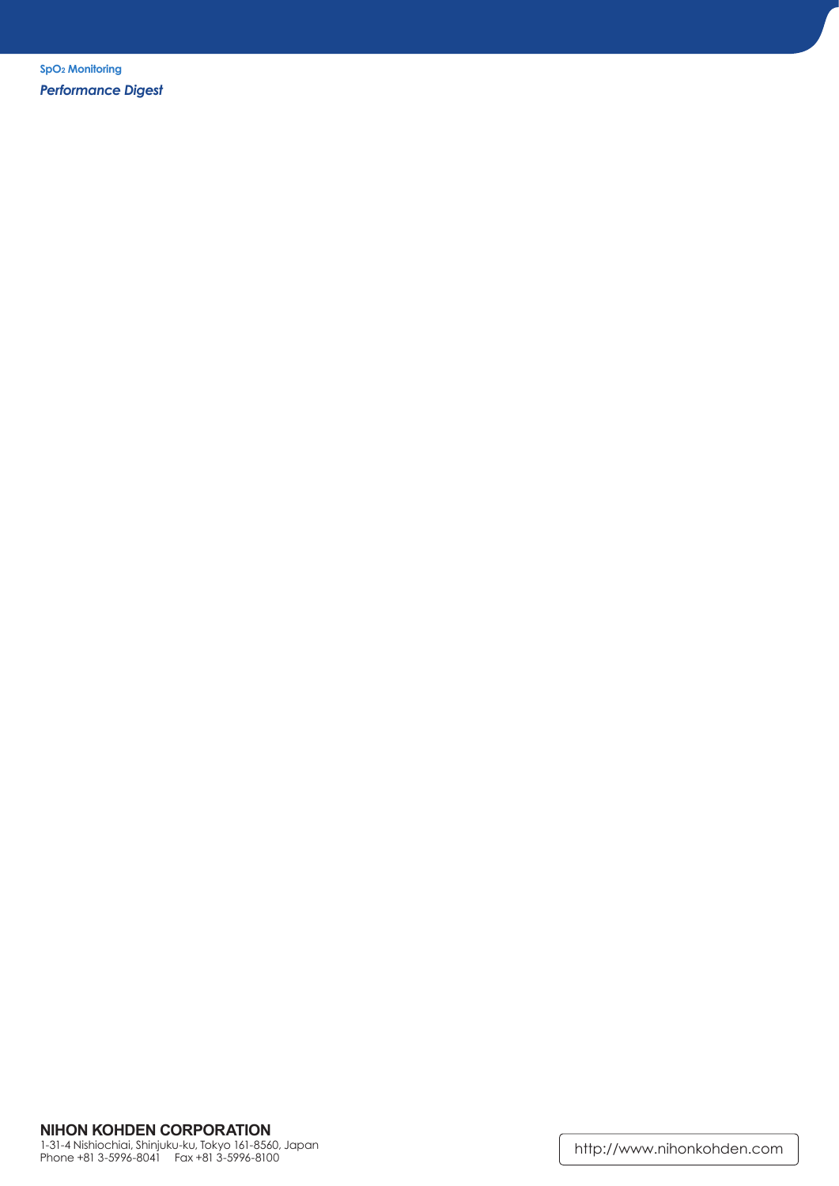**NIHON KOHDEN CORPORATION**
1-31-4 Nishiochiai, Shinjuku-ku, Tokyo 161-8560, Japan
Phone +81 3-5996-8041 Fax +81 3-5996-8100

http://www.nihonkohden.com